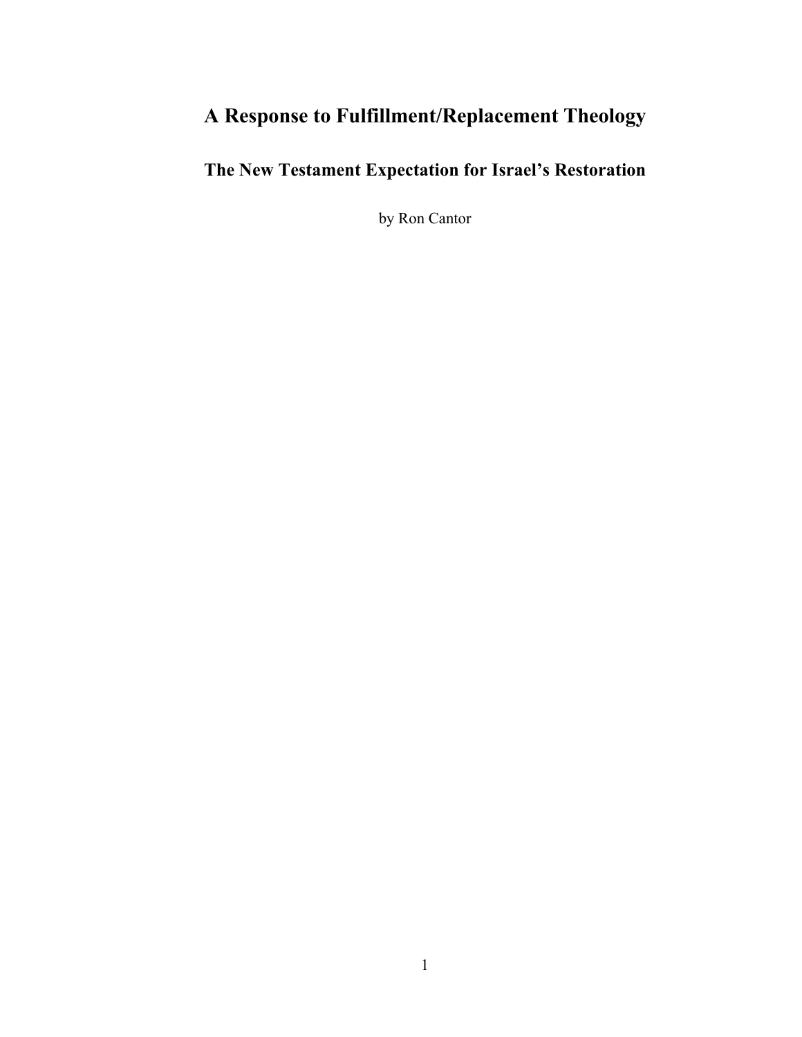# A Response to Fulfillment/Replacement Theology

## The New Testament Expectation for Israel's Restoration

by Ron Cantor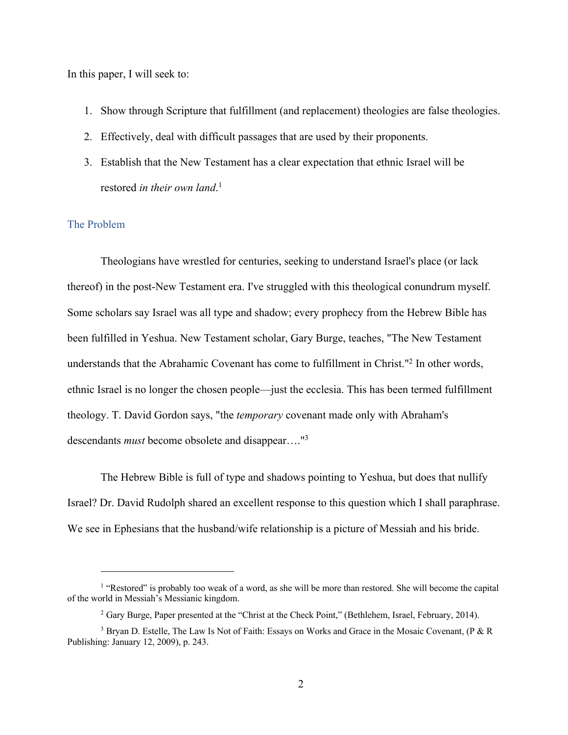In this paper, I will seek to:

1. Show through Scripture that fulfillment (and replacement) theologies are false theologies.
2. Effectively, deal with difficult passages that are used by their proponents.
3. Establish that the New Testament has a clear expectation that ethnic Israel will be restored *in their own land*.[1]

## The Problem

Theologians have wrestled for centuries, seeking to understand Israel's place (or lack thereof) in the post-New Testament era. I've struggled with this theological conundrum myself. Some scholars say Israel was all type and shadow; every prophecy from the Hebrew Bible has been fulfilled in Yeshua. New Testament scholar, Gary Burge, teaches, "The New Testament understands that the Abrahamic Covenant has come to fulfillment in Christ."[2] In other words, ethnic Israel is no longer the chosen people—just the ecclesia. This has been termed fulfillment theology. T. David Gordon says, "the *temporary* covenant made only with Abraham's descendants *must* become obsolete and disappear…."[3]

The Hebrew Bible is full of type and shadows pointing to Yeshua, but does that nullify Israel? Dr. David Rudolph shared an excellent response to this question which I shall paraphrase. We see in Ephesians that the husband/wife relationship is a picture of Messiah and his bride.

---

[1] "Restored" is probably too weak of a word, as she will be more than restored. She will become the capital of the world in Messiah's Messianic kingdom.

[2] Gary Burge, Paper presented at the "Christ at the Check Point," (Bethlehem, Israel, February, 2014).

[3] Bryan D. Estelle, The Law Is Not of Faith: Essays on Works and Grace in the Mosaic Covenant, (P & R Publishing: January 12, 2009), p. 243.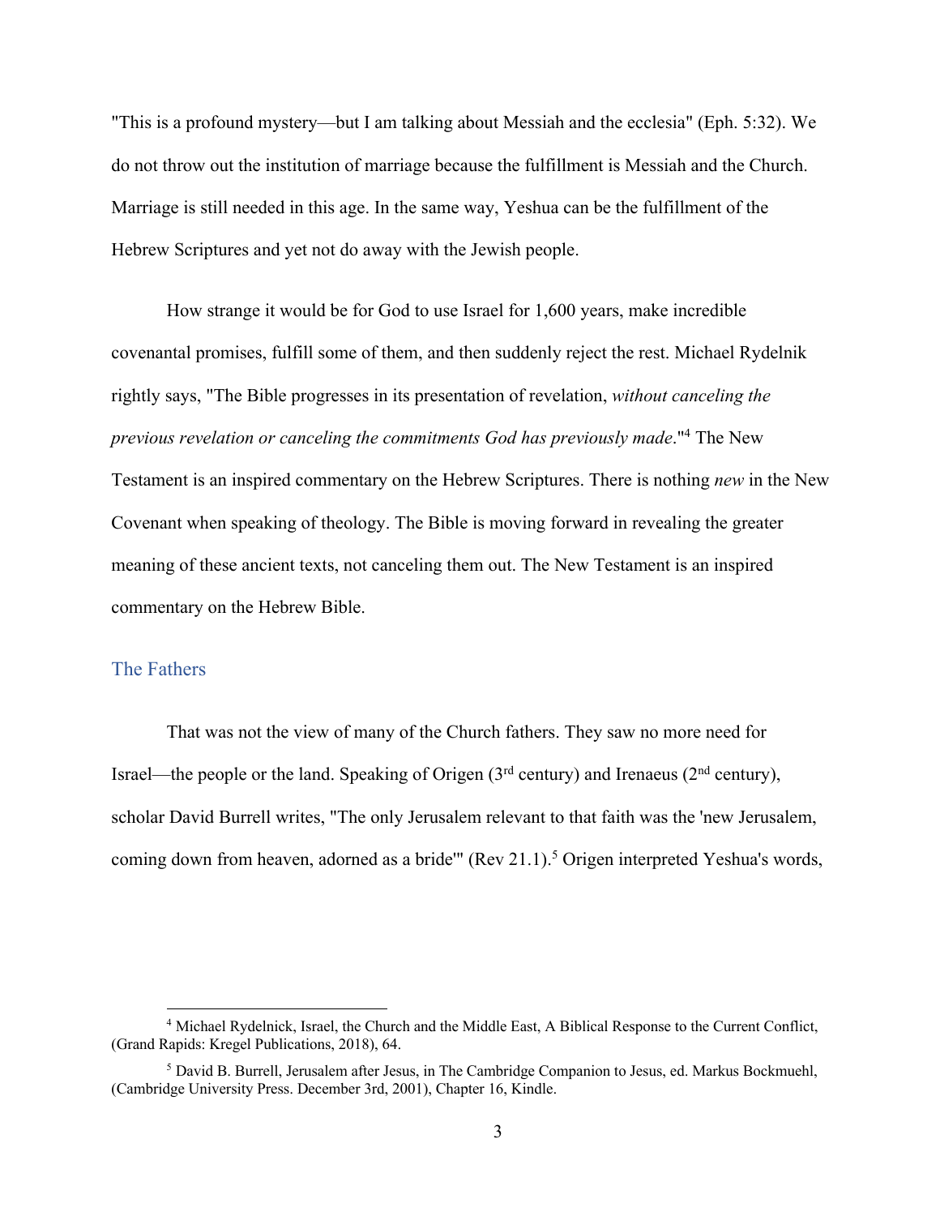"This is a profound mystery—but I am talking about Messiah and the ecclesia" (Eph. 5:32). We do not throw out the institution of marriage because the fulfillment is Messiah and the Church. Marriage is still needed in this age. In the same way, Yeshua can be the fulfillment of the Hebrew Scriptures and yet not do away with the Jewish people.

How strange it would be for God to use Israel for 1,600 years, make incredible covenantal promises, fulfill some of them, and then suddenly reject the rest. Michael Rydelnik rightly says, "The Bible progresses in its presentation of revelation, *without canceling the previous revelation or canceling the commitments God has previously made*."[4] The New Testament is an inspired commentary on the Hebrew Scriptures. There is nothing *new* in the New Covenant when speaking of theology. The Bible is moving forward in revealing the greater meaning of these ancient texts, not canceling them out. The New Testament is an inspired commentary on the Hebrew Bible.

## The Fathers

That was not the view of many of the Church fathers. They saw no more need for Israel—the people or the land. Speaking of Origen (3rd century) and Irenaeus (2nd century), scholar David Burrell writes, "The only Jerusalem relevant to that faith was the 'new Jerusalem, coming down from heaven, adorned as a bride'" (Rev 21.1).[5] Origen interpreted Yeshua's words,

---

[4] Michael Rydelnick, Israel, the Church and the Middle East, A Biblical Response to the Current Conflict, (Grand Rapids: Kregel Publications, 2018), 64.

[5] David B. Burrell, Jerusalem after Jesus, in The Cambridge Companion to Jesus, ed. Markus Bockmuehl, (Cambridge University Press. December 3rd, 2001), Chapter 16, Kindle.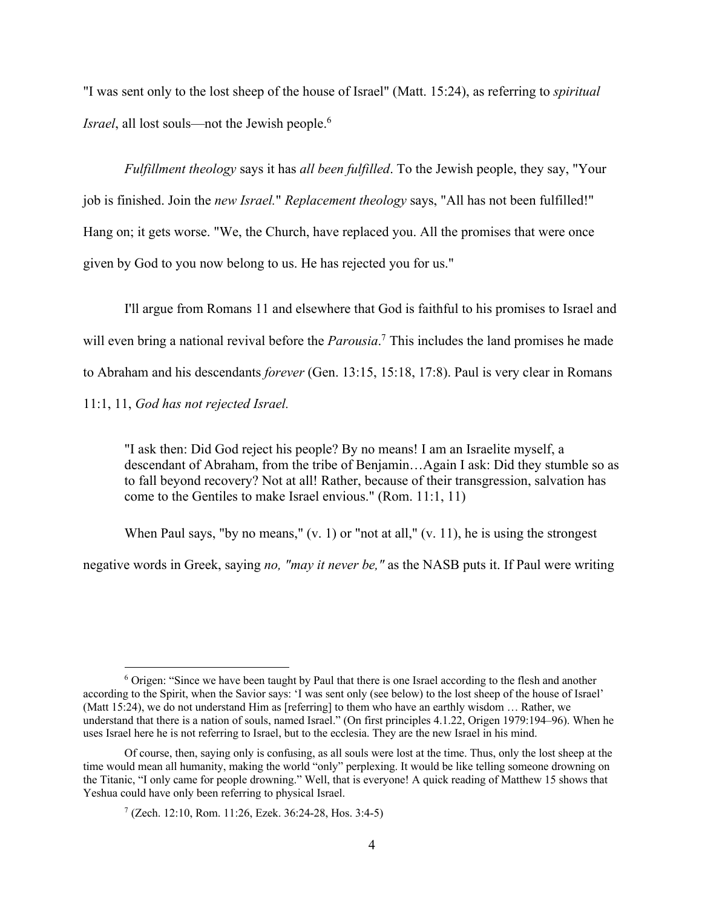"I was sent only to the lost sheep of the house of Israel" (Matt. 15:24), as referring to *spiritual Israel*, all lost souls—not the Jewish people.[6]

*Fulfillment theology* says it has *all been fulfilled*. To the Jewish people, they say, "Your job is finished. Join the *new Israel*." *Replacement theology* says, "All has not been fulfilled!" Hang on; it gets worse. "We, the Church, have replaced you. All the promises that were once given by God to you now belong to us. He has rejected you for us."

I'll argue from Romans 11 and elsewhere that God is faithful to his promises to Israel and will even bring a national revival before the *Parousia*.[7] This includes the land promises he made to Abraham and his descendants *forever* (Gen. 13:15, 15:18, 17:8). Paul is very clear in Romans 11:1, 11, *God has not rejected Israel.*

> "I ask then: Did God reject his people? By no means! I am an Israelite myself, a descendant of Abraham, from the tribe of Benjamin…Again I ask: Did they stumble so as to fall beyond recovery? Not at all! Rather, because of their transgression, salvation has come to the Gentiles to make Israel envious." (Rom. 11:1, 11)

When Paul says, "by no means," (v. 1) or "not at all," (v. 11), he is using the strongest negative words in Greek, saying *no, "may it never be,"* as the NASB puts it. If Paul were writing

---

[6] Origen: "Since we have been taught by Paul that there is one Israel according to the flesh and another according to the Spirit, when the Savior says: 'I was sent only (see below) to the lost sheep of the house of Israel' (Matt 15:24), we do not understand Him as [referring] to them who have an earthly wisdom … Rather, we understand that there is a nation of souls, named Israel." (On first principles 4.1.22, Origen 1979:194–96). When he uses Israel here he is not referring to Israel, but to the ecclesia. They are the new Israel in his mind.

Of course, then, saying only is confusing, as all souls were lost at the time. Thus, only the lost sheep at the time would mean all humanity, making the world "only" perplexing. It would be like telling someone drowning on the Titanic, "I only came for people drowning." Well, that is everyone! A quick reading of Matthew 15 shows that Yeshua could have only been referring to physical Israel.

[7] (Zech. 12:10, Rom. 11:26, Ezek. 36:24-28, Hos. 3:4-5)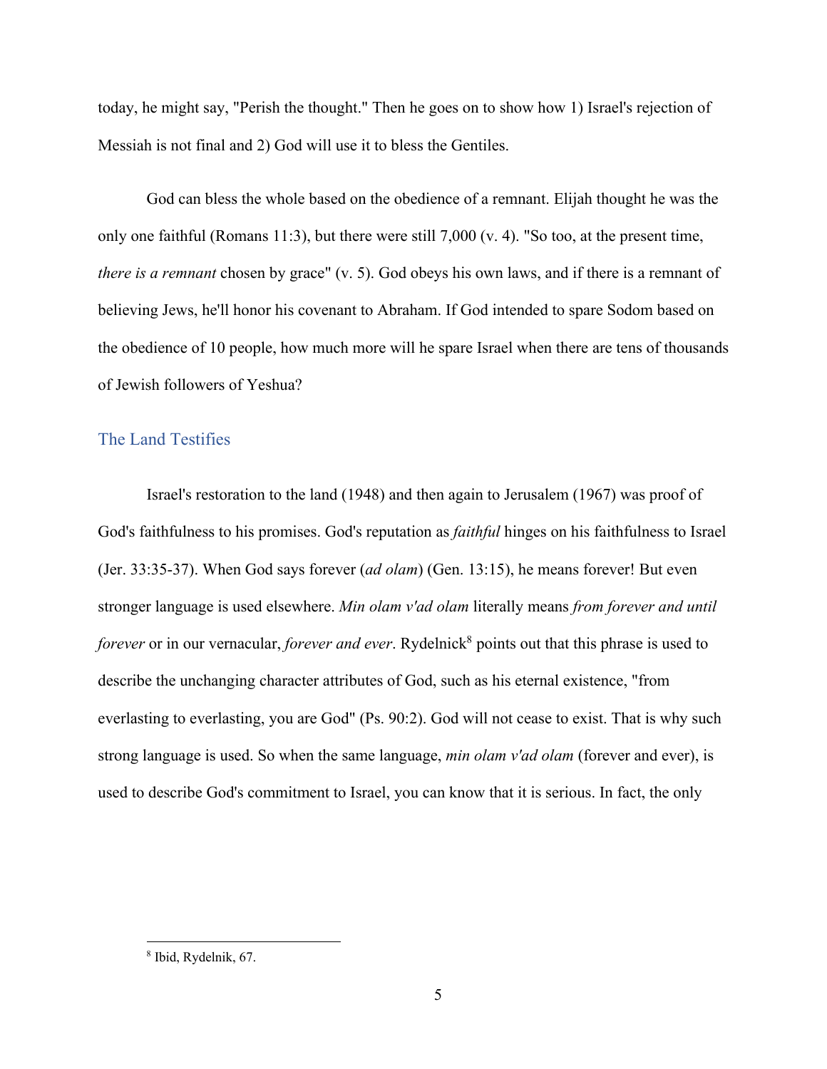today, he might say, "Perish the thought." Then he goes on to show how 1) Israel's rejection of Messiah is not final and 2) God will use it to bless the Gentiles.

God can bless the whole based on the obedience of a remnant. Elijah thought he was the only one faithful (Romans 11:3), but there were still 7,000 (v. 4). "So too, at the present time, *there is a remnant* chosen by grace" (v. 5). God obeys his own laws, and if there is a remnant of believing Jews, he'll honor his covenant to Abraham. If God intended to spare Sodom based on the obedience of 10 people, how much more will he spare Israel when there are tens of thousands of Jewish followers of Yeshua?

## The Land Testifies

Israel's restoration to the land (1948) and then again to Jerusalem (1967) was proof of God's faithfulness to his promises. God's reputation as *faithful* hinges on his faithfulness to Israel (Jer. 33:35-37). When God says forever (*ad olam*) (Gen. 13:15), he means forever! But even stronger language is used elsewhere. *Min olam v'ad olam* literally means *from forever and until forever* or in our vernacular, *forever and ever*. Rydelnick[8] points out that this phrase is used to describe the unchanging character attributes of God, such as his eternal existence, "from everlasting to everlasting, you are God" (Ps. 90:2). God will not cease to exist. That is why such strong language is used. So when the same language, *min olam v'ad olam* (forever and ever), is used to describe God's commitment to Israel, you can know that it is serious. In fact, the only

[8] Ibid, Rydelnik, 67.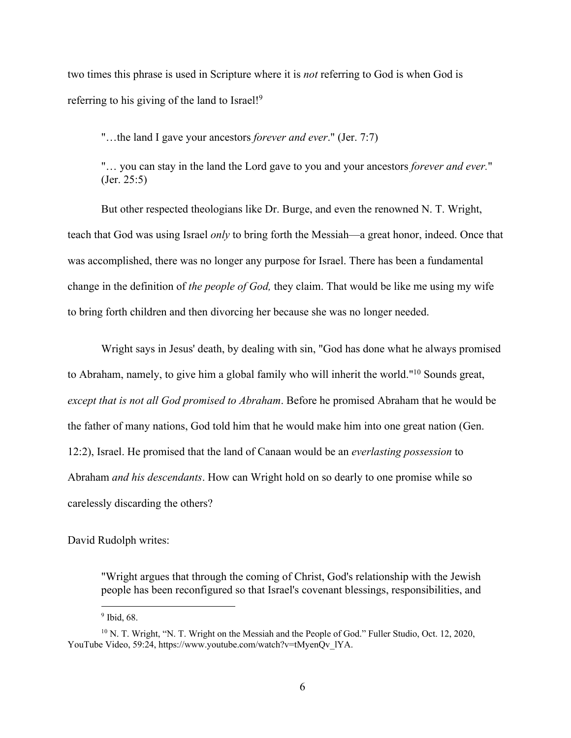two times this phrase is used in Scripture where it is *not* referring to God is when God is referring to his giving of the land to Israel![9]

> "…the land I gave your ancestors *forever and ever*." (Jer. 7:7)
>
> "… you can stay in the land the Lord gave to you and your ancestors *forever and ever.*" (Jer. 25:5)

But other respected theologians like Dr. Burge, and even the renowned N. T. Wright, teach that God was using Israel *only* to bring forth the Messiah—a great honor, indeed. Once that was accomplished, there was no longer any purpose for Israel. There has been a fundamental change in the definition of *the people of God,* they claim. That would be like me using my wife to bring forth children and then divorcing her because she was no longer needed.

Wright says in Jesus' death, by dealing with sin, "God has done what he always promised to Abraham, namely, to give him a global family who will inherit the world."[10] Sounds great, *except that is not all God promised to Abraham*. Before he promised Abraham that he would be the father of many nations, God told him that he would make him into one great nation (Gen. 12:2), Israel. He promised that the land of Canaan would be an *everlasting possession* to Abraham *and his descendants*. How can Wright hold on so dearly to one promise while so carelessly discarding the others?

David Rudolph writes:

> "Wright argues that through the coming of Christ, God's relationship with the Jewish people has been reconfigured so that Israel's covenant blessings, responsibilities, and

---

[9] Ibid, 68.

[10] N. T. Wright, "N. T. Wright on the Messiah and the People of God." Fuller Studio, Oct. 12, 2020, YouTube Video, 59:24, https://www.youtube.com/watch?v=tMyenQv_lYA.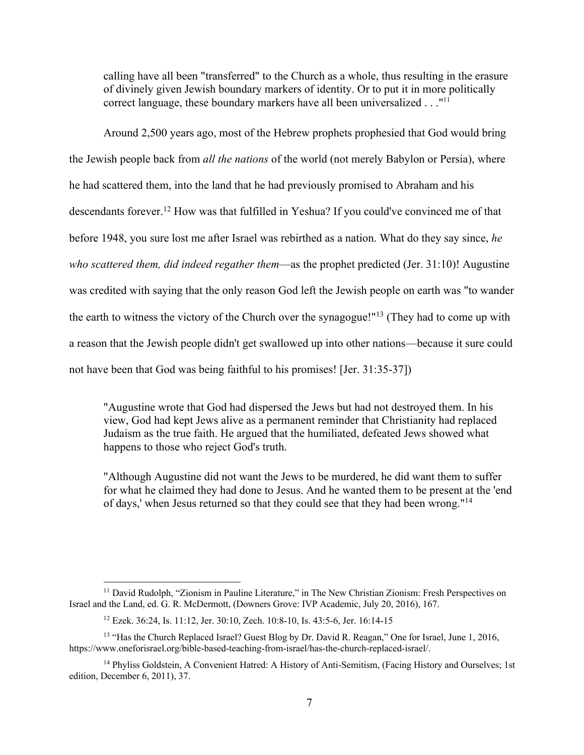> calling have all been "transferred" to the Church as a whole, thus resulting in the erasure of divinely given Jewish boundary markers of identity. Or to put it in more politically correct language, these boundary markers have all been universalized . . ."[11]

Around 2,500 years ago, most of the Hebrew prophets prophesied that God would bring the Jewish people back from *all the nations* of the world (not merely Babylon or Persia), where he had scattered them, into the land that he had previously promised to Abraham and his descendants forever.[12] How was that fulfilled in Yeshua? If you could've convinced me of that before 1948, you sure lost me after Israel was rebirthed as a nation. What do they say since, *he who scattered them, did indeed regather them*—as the prophet predicted (Jer. 31:10)! Augustine was credited with saying that the only reason God left the Jewish people on earth was "to wander the earth to witness the victory of the Church over the synagogue!"[13] (They had to come up with a reason that the Jewish people didn't get swallowed up into other nations—because it sure could not have been that God was being faithful to his promises! [Jer. 31:35-37])

> "Augustine wrote that God had dispersed the Jews but had not destroyed them. In his view, God had kept Jews alive as a permanent reminder that Christianity had replaced Judaism as the true faith. He argued that the humiliated, defeated Jews showed what happens to those who reject God's truth.
>
> "Although Augustine did not want the Jews to be murdered, he did want them to suffer for what he claimed they had done to Jesus. And he wanted them to be present at the 'end of days,' when Jesus returned so that they could see that they had been wrong."[14]

---

[11] David Rudolph, "Zionism in Pauline Literature," in The New Christian Zionism: Fresh Perspectives on Israel and the Land, ed. G. R. McDermott, (Downers Grove: IVP Academic, July 20, 2016), 167.

[12] Ezek. 36:24, Is. 11:12, Jer. 30:10, Zech. 10:8-10, Is. 43:5-6, Jer. 16:14-15

[13] "Has the Church Replaced Israel? Guest Blog by Dr. David R. Reagan," One for Israel, June 1, 2016, https://www.oneforisrael.org/bible-based-teaching-from-israel/has-the-church-replaced-israel/.

[14] Phyliss Goldstein, A Convenient Hatred: A History of Anti-Semitism, (Facing History and Ourselves; 1st edition, December 6, 2011), 37.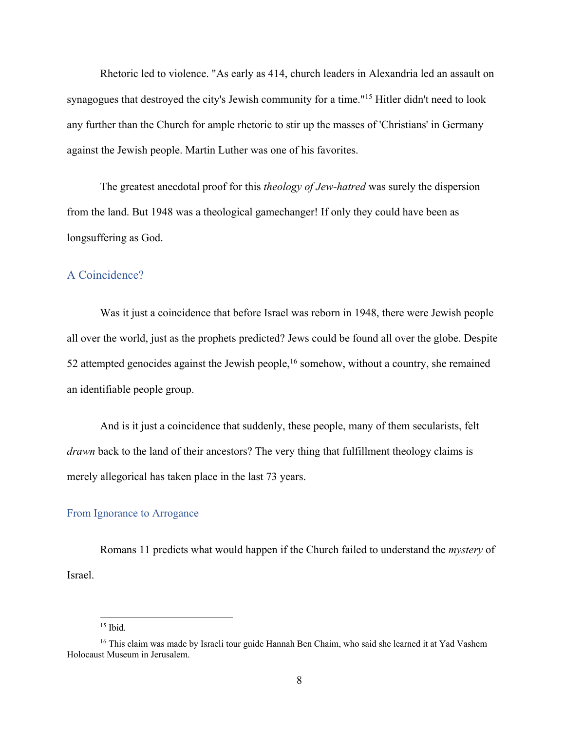Rhetoric led to violence. "As early as 414, church leaders in Alexandria led an assault on synagogues that destroyed the city's Jewish community for a time."[15] Hitler didn't need to look any further than the Church for ample rhetoric to stir up the masses of 'Christians' in Germany against the Jewish people. Martin Luther was one of his favorites.

The greatest anecdotal proof for this *theology of Jew-hatred* was surely the dispersion from the land. But 1948 was a theological gamechanger! If only they could have been as longsuffering as God.

## A Coincidence?

Was it just a coincidence that before Israel was reborn in 1948, there were Jewish people all over the world, just as the prophets predicted? Jews could be found all over the globe. Despite 52 attempted genocides against the Jewish people,[16] somehow, without a country, she remained an identifiable people group.

And is it just a coincidence that suddenly, these people, many of them secularists, felt *drawn* back to the land of their ancestors? The very thing that fulfillment theology claims is merely allegorical has taken place in the last 73 years.

## From Ignorance to Arrogance

Romans 11 predicts what would happen if the Church failed to understand the *mystery* of Israel.

---

[15] Ibid.

[16] This claim was made by Israeli tour guide Hannah Ben Chaim, who said she learned it at Yad Vashem Holocaust Museum in Jerusalem.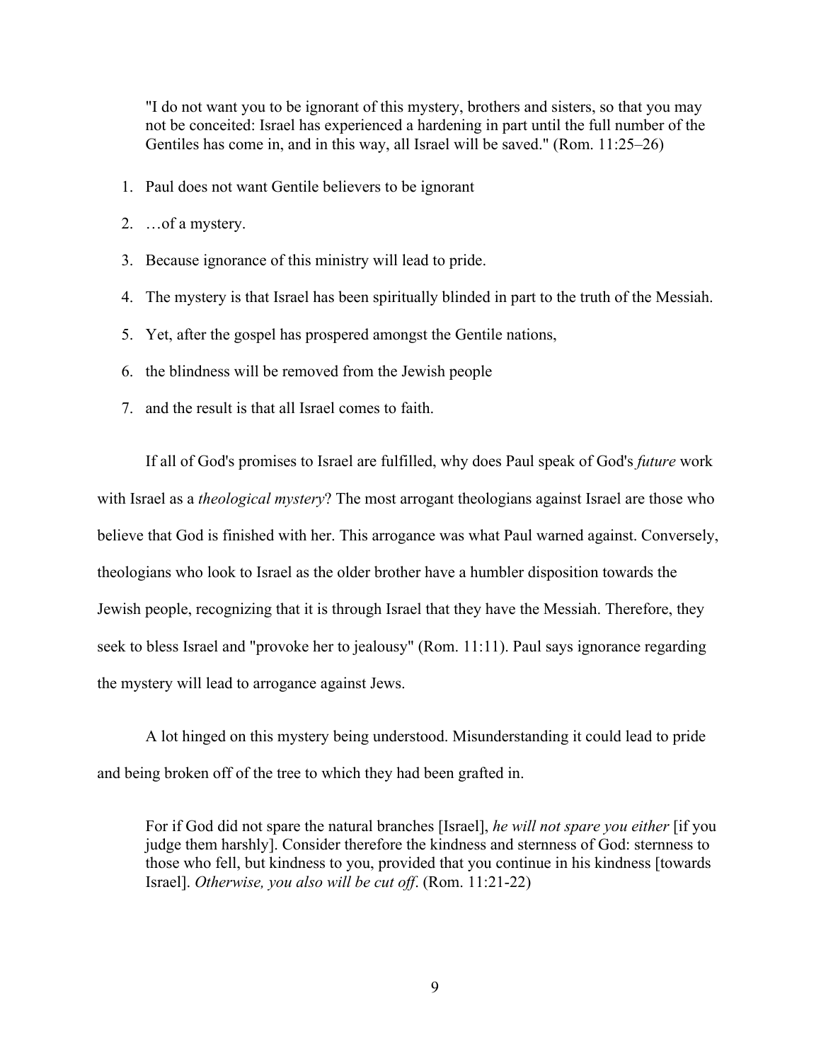> "I do not want you to be ignorant of this mystery, brothers and sisters, so that you may not be conceited: Israel has experienced a hardening in part until the full number of the Gentiles has come in, and in this way, all Israel will be saved." (Rom. 11:25–26)

1. Paul does not want Gentile believers to be ignorant
2. …of a mystery.
3. Because ignorance of this ministry will lead to pride.
4. The mystery is that Israel has been spiritually blinded in part to the truth of the Messiah.
5. Yet, after the gospel has prospered amongst the Gentile nations,
6. the blindness will be removed from the Jewish people
7. and the result is that all Israel comes to faith.

If all of God's promises to Israel are fulfilled, why does Paul speak of God's *future* work with Israel as a *theological mystery*? The most arrogant theologians against Israel are those who believe that God is finished with her. This arrogance was what Paul warned against. Conversely, theologians who look to Israel as the older brother have a humbler disposition towards the Jewish people, recognizing that it is through Israel that they have the Messiah. Therefore, they seek to bless Israel and "provoke her to jealousy" (Rom. 11:11). Paul says ignorance regarding the mystery will lead to arrogance against Jews.

A lot hinged on this mystery being understood. Misunderstanding it could lead to pride and being broken off of the tree to which they had been grafted in.

> For if God did not spare the natural branches [Israel], *he will not spare you either* [if you judge them harshly]. Consider therefore the kindness and sternness of God: sternness to those who fell, but kindness to you, provided that you continue in his kindness [towards Israel]. *Otherwise, you also will be cut off*. (Rom. 11:21-22)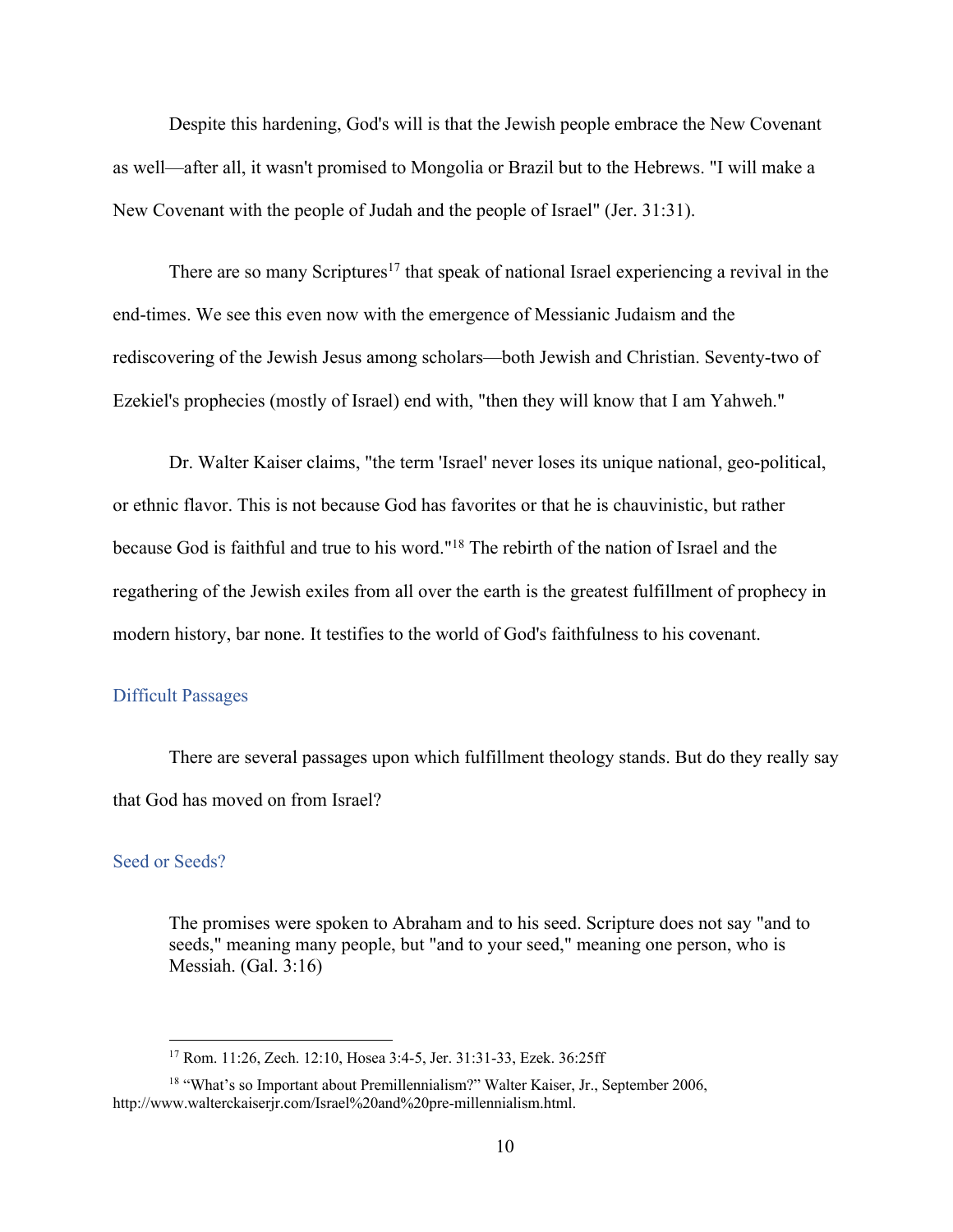Despite this hardening, God's will is that the Jewish people embrace the New Covenant as well—after all, it wasn't promised to Mongolia or Brazil but to the Hebrews. "I will make a New Covenant with the people of Judah and the people of Israel" (Jer. 31:31).

There are so many Scriptures[17] that speak of national Israel experiencing a revival in the end-times. We see this even now with the emergence of Messianic Judaism and the rediscovering of the Jewish Jesus among scholars—both Jewish and Christian. Seventy-two of Ezekiel's prophecies (mostly of Israel) end with, "then they will know that I am Yahweh."

Dr. Walter Kaiser claims, "the term 'Israel' never loses its unique national, geo-political, or ethnic flavor. This is not because God has favorites or that he is chauvinistic, but rather because God is faithful and true to his word."[18] The rebirth of the nation of Israel and the regathering of the Jewish exiles from all over the earth is the greatest fulfillment of prophecy in modern history, bar none. It testifies to the world of God's faithfulness to his covenant.

### Difficult Passages

There are several passages upon which fulfillment theology stands. But do they really say that God has moved on from Israel?

### Seed or Seeds?

> The promises were spoken to Abraham and to his seed. Scripture does not say "and to seeds," meaning many people, but "and to your seed," meaning one person, who is Messiah. (Gal. 3:16)

---

[17] Rom. 11:26, Zech. 12:10, Hosea 3:4-5, Jer. 31:31-33, Ezek. 36:25ff

[18] "What's so Important about Premillennialism?" Walter Kaiser, Jr., September 2006, http://www.walterckaiserjr.com/Israel%20and%20pre-millennialism.html.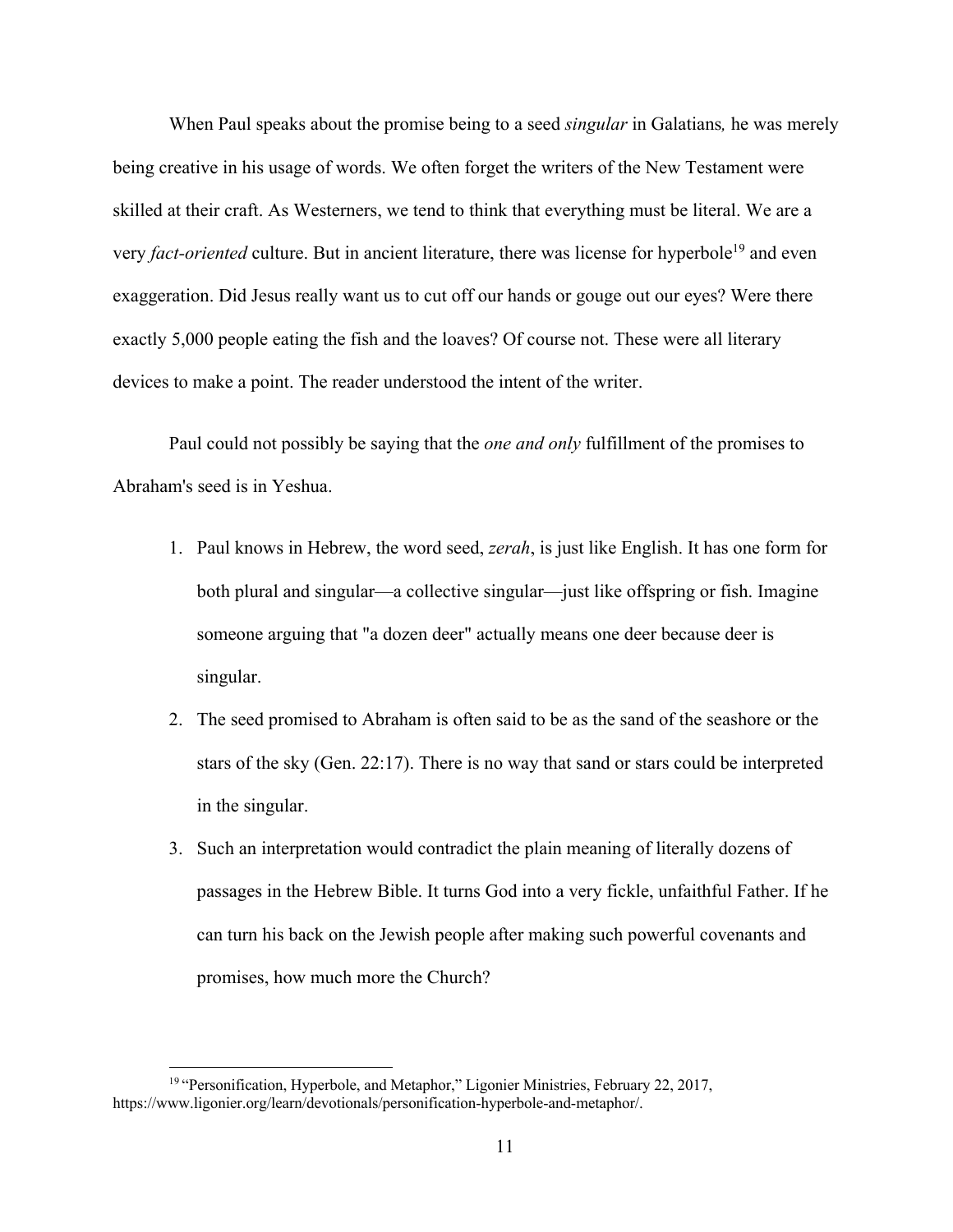When Paul speaks about the promise being to a seed *singular* in Galatians*,* he was merely being creative in his usage of words. We often forget the writers of the New Testament were skilled at their craft. As Westerners, we tend to think that everything must be literal. We are a very *fact-oriented* culture. But in ancient literature, there was license for hyperbole[19] and even exaggeration. Did Jesus really want us to cut off our hands or gouge out our eyes? Were there exactly 5,000 people eating the fish and the loaves? Of course not. These were all literary devices to make a point. The reader understood the intent of the writer.

Paul could not possibly be saying that the *one and only* fulfillment of the promises to Abraham's seed is in Yeshua.

1. Paul knows in Hebrew, the word seed, *zerah*, is just like English. It has one form for both plural and singular—a collective singular—just like offspring or fish. Imagine someone arguing that "a dozen deer" actually means one deer because deer is singular.
2. The seed promised to Abraham is often said to be as the sand of the seashore or the stars of the sky (Gen. 22:17). There is no way that sand or stars could be interpreted in the singular.
3. Such an interpretation would contradict the plain meaning of literally dozens of passages in the Hebrew Bible. It turns God into a very fickle, unfaithful Father. If he can turn his back on the Jewish people after making such powerful covenants and promises, how much more the Church?

---

[19] "Personification, Hyperbole, and Metaphor," Ligonier Ministries, February 22, 2017, https://www.ligonier.org/learn/devotionals/personification-hyperbole-and-metaphor/.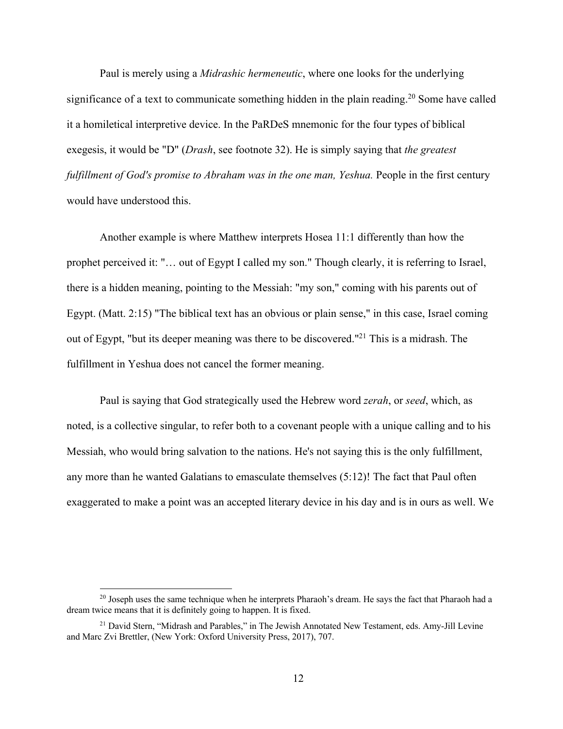Paul is merely using a *Midrashic hermeneutic*, where one looks for the underlying significance of a text to communicate something hidden in the plain reading.[20] Some have called it a homiletical interpretive device. In the PaRDeS mnemonic for the four types of biblical exegesis, it would be "D" (*Drash*, see footnote 32). He is simply saying that *the greatest fulfillment of God's promise to Abraham was in the one man, Yeshua.* People in the first century would have understood this.

Another example is where Matthew interprets Hosea 11:1 differently than how the prophet perceived it: "… out of Egypt I called my son." Though clearly, it is referring to Israel, there is a hidden meaning, pointing to the Messiah: "my son," coming with his parents out of Egypt. (Matt. 2:15) "The biblical text has an obvious or plain sense," in this case, Israel coming out of Egypt, "but its deeper meaning was there to be discovered."[21] This is a midrash. The fulfillment in Yeshua does not cancel the former meaning.

Paul is saying that God strategically used the Hebrew word *zerah*, or *seed*, which, as noted, is a collective singular, to refer both to a covenant people with a unique calling and to his Messiah, who would bring salvation to the nations. He's not saying this is the only fulfillment, any more than he wanted Galatians to emasculate themselves (5:12)! The fact that Paul often exaggerated to make a point was an accepted literary device in his day and is in ours as well. We

---

[20] Joseph uses the same technique when he interprets Pharaoh's dream. He says the fact that Pharaoh had a dream twice means that it is definitely going to happen. It is fixed.

[21] David Stern, "Midrash and Parables," in The Jewish Annotated New Testament, eds. Amy-Jill Levine and Marc Zvi Brettler, (New York: Oxford University Press, 2017), 707.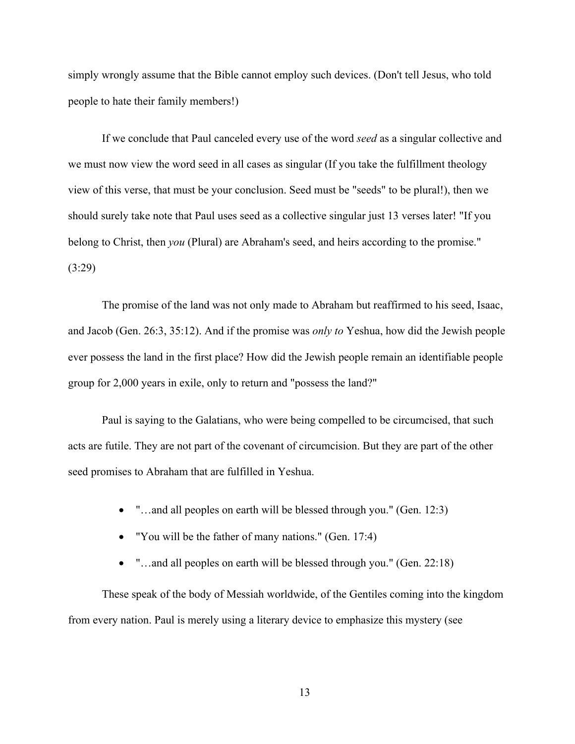simply wrongly assume that the Bible cannot employ such devices. (Don't tell Jesus, who told people to hate their family members!)

If we conclude that Paul canceled every use of the word *seed* as a singular collective and we must now view the word seed in all cases as singular (If you take the fulfillment theology view of this verse, that must be your conclusion. Seed must be "seeds" to be plural!), then we should surely take note that Paul uses seed as a collective singular just 13 verses later! "If you belong to Christ, then *you* (Plural) are Abraham's seed, and heirs according to the promise." (3:29)

The promise of the land was not only made to Abraham but reaffirmed to his seed, Isaac, and Jacob (Gen. 26:3, 35:12). And if the promise was *only to* Yeshua, how did the Jewish people ever possess the land in the first place? How did the Jewish people remain an identifiable people group for 2,000 years in exile, only to return and "possess the land?"

Paul is saying to the Galatians, who were being compelled to be circumcised, that such acts are futile. They are not part of the covenant of circumcision. But they are part of the other seed promises to Abraham that are fulfilled in Yeshua.

- "…and all peoples on earth will be blessed through you." (Gen. 12:3)
- "You will be the father of many nations." (Gen. 17:4)
- "…and all peoples on earth will be blessed through you." (Gen. 22:18)

These speak of the body of Messiah worldwide, of the Gentiles coming into the kingdom from every nation. Paul is merely using a literary device to emphasize this mystery (see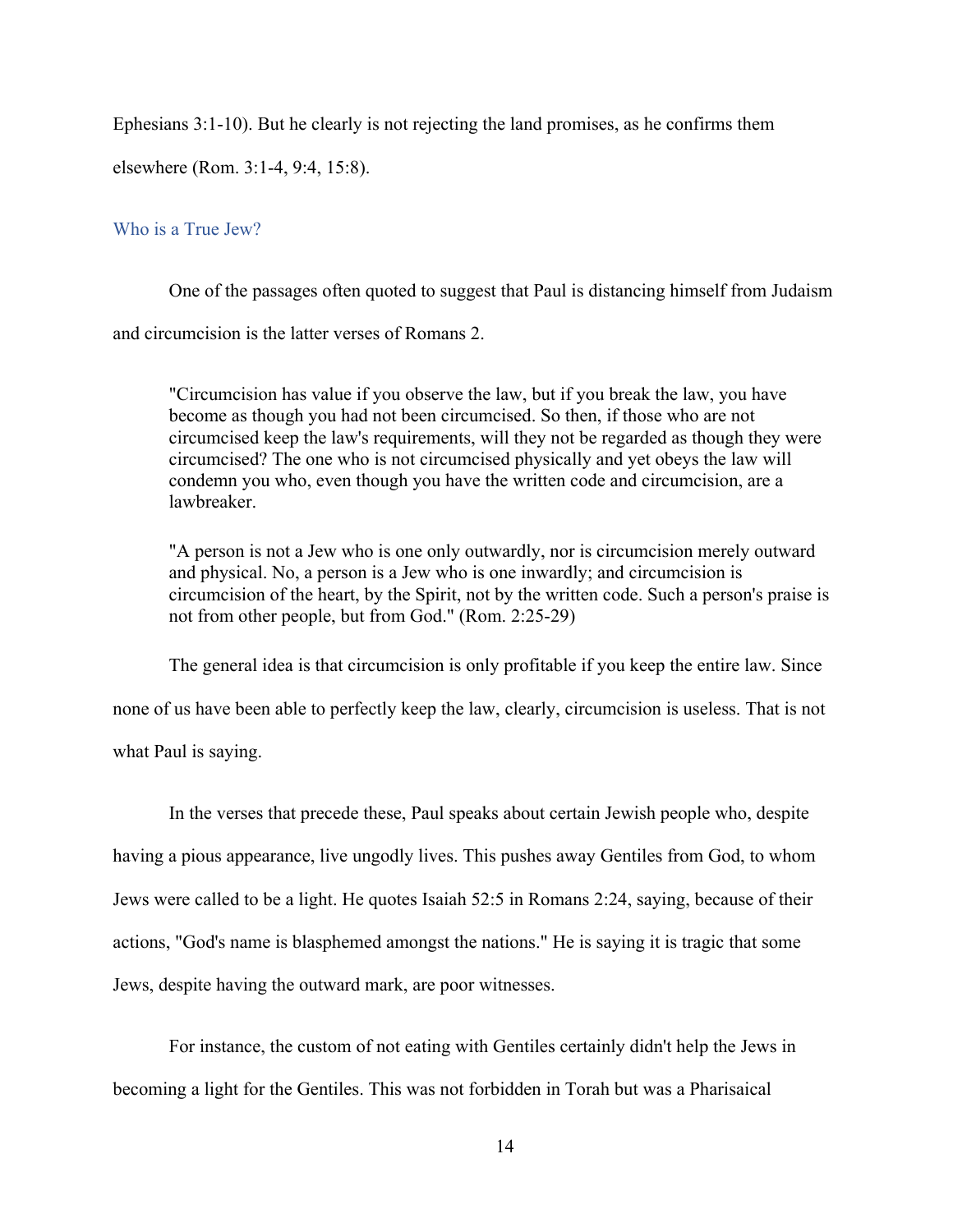Ephesians 3:1-10). But he clearly is not rejecting the land promises, as he confirms them elsewhere (Rom. 3:1-4, 9:4, 15:8).

## Who is a True Jew?

One of the passages often quoted to suggest that Paul is distancing himself from Judaism and circumcision is the latter verses of Romans 2.

> "Circumcision has value if you observe the law, but if you break the law, you have become as though you had not been circumcised. So then, if those who are not circumcised keep the law's requirements, will they not be regarded as though they were circumcised? The one who is not circumcised physically and yet obeys the law will condemn you who, even though you have the written code and circumcision, are a lawbreaker.
>
> "A person is not a Jew who is one only outwardly, nor is circumcision merely outward and physical. No, a person is a Jew who is one inwardly; and circumcision is circumcision of the heart, by the Spirit, not by the written code. Such a person's praise is not from other people, but from God." (Rom. 2:25-29)

The general idea is that circumcision is only profitable if you keep the entire law. Since none of us have been able to perfectly keep the law, clearly, circumcision is useless. That is not what Paul is saying.

In the verses that precede these, Paul speaks about certain Jewish people who, despite having a pious appearance, live ungodly lives. This pushes away Gentiles from God, to whom Jews were called to be a light. He quotes Isaiah 52:5 in Romans 2:24, saying, because of their actions, "God's name is blasphemed amongst the nations." He is saying it is tragic that some Jews, despite having the outward mark, are poor witnesses.

For instance, the custom of not eating with Gentiles certainly didn't help the Jews in becoming a light for the Gentiles. This was not forbidden in Torah but was a Pharisaical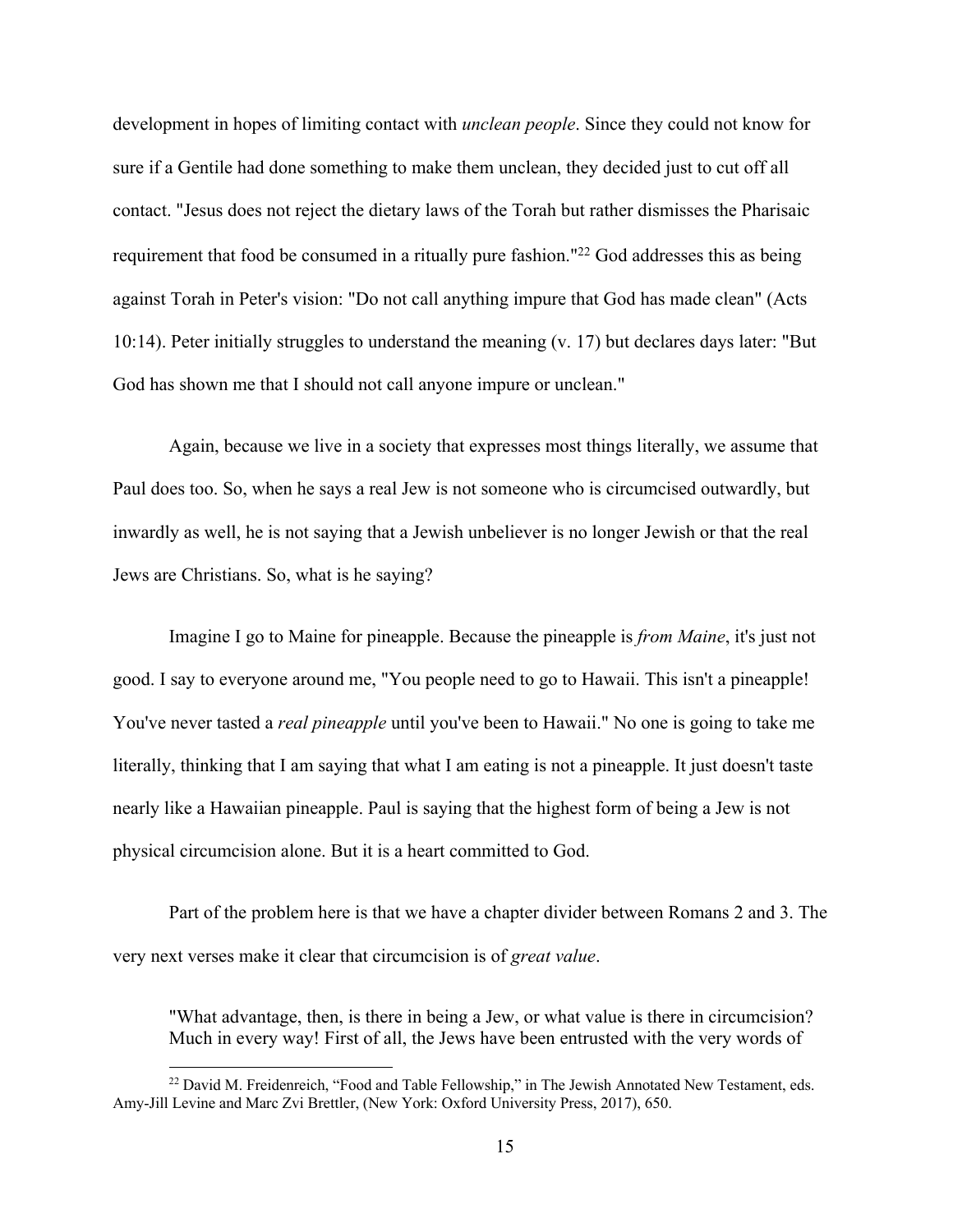development in hopes of limiting contact with *unclean people*. Since they could not know for sure if a Gentile had done something to make them unclean, they decided just to cut off all contact. "Jesus does not reject the dietary laws of the Torah but rather dismisses the Pharisaic requirement that food be consumed in a ritually pure fashion."[22] God addresses this as being against Torah in Peter's vision: "Do not call anything impure that God has made clean" (Acts 10:14). Peter initially struggles to understand the meaning (v. 17) but declares days later: "But God has shown me that I should not call anyone impure or unclean."

Again, because we live in a society that expresses most things literally, we assume that Paul does too. So, when he says a real Jew is not someone who is circumcised outwardly, but inwardly as well, he is not saying that a Jewish unbeliever is no longer Jewish or that the real Jews are Christians. So, what is he saying?

Imagine I go to Maine for pineapple. Because the pineapple is *from Maine*, it's just not good. I say to everyone around me, "You people need to go to Hawaii. This isn't a pineapple! You've never tasted a *real pineapple* until you've been to Hawaii." No one is going to take me literally, thinking that I am saying that what I am eating is not a pineapple. It just doesn't taste nearly like a Hawaiian pineapple. Paul is saying that the highest form of being a Jew is not physical circumcision alone. But it is a heart committed to God.

Part of the problem here is that we have a chapter divider between Romans 2 and 3. The very next verses make it clear that circumcision is of *great value*.

> "What advantage, then, is there in being a Jew, or what value is there in circumcision? Much in every way! First of all, the Jews have been entrusted with the very words of

[22] David M. Freidenreich, "Food and Table Fellowship," in The Jewish Annotated New Testament, eds. Amy-Jill Levine and Marc Zvi Brettler, (New York: Oxford University Press, 2017), 650.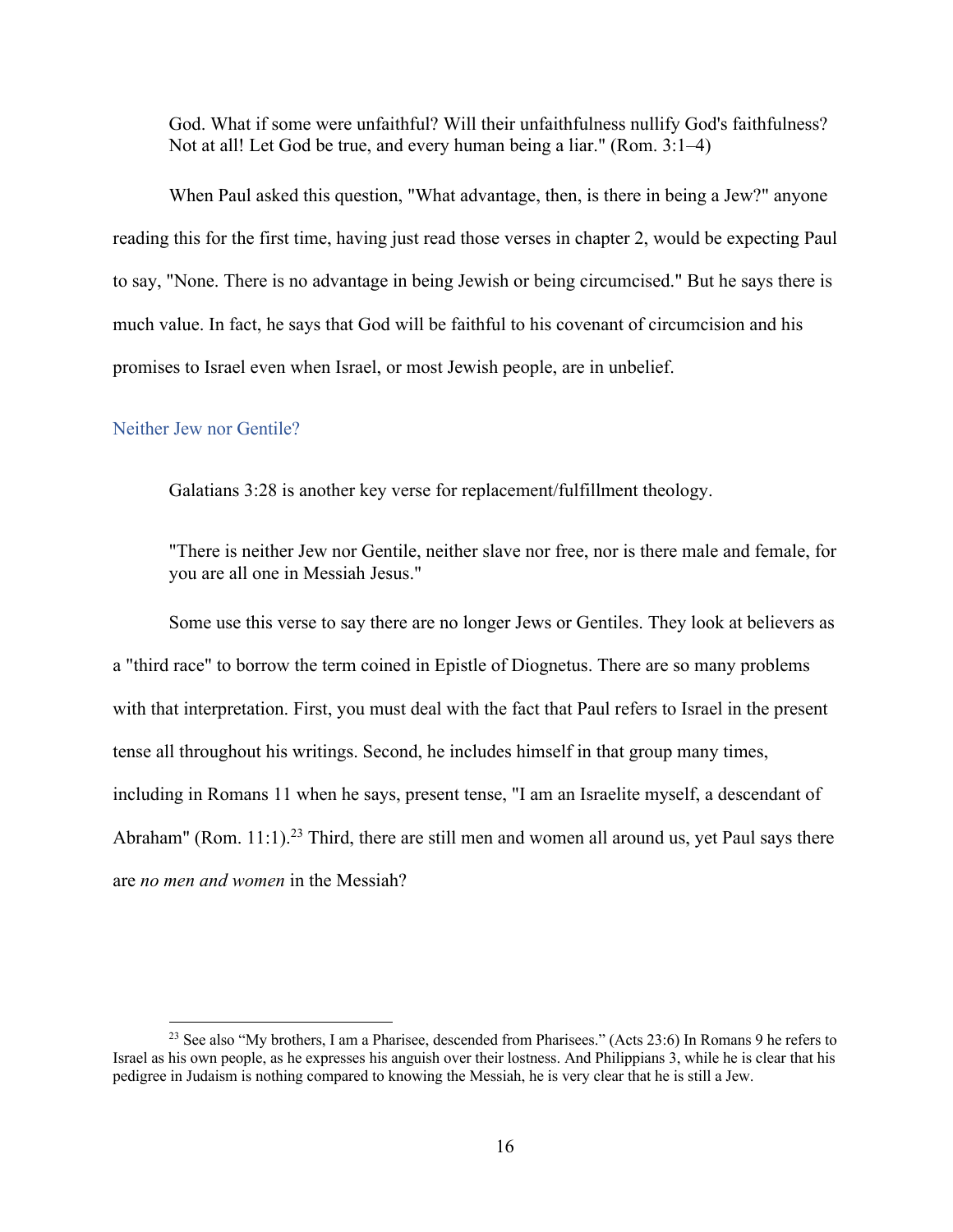God. What if some were unfaithful? Will their unfaithfulness nullify God's faithfulness? Not at all! Let God be true, and every human being a liar." (Rom. 3:1–4)

When Paul asked this question, "What advantage, then, is there in being a Jew?" anyone reading this for the first time, having just read those verses in chapter 2, would be expecting Paul to say, "None. There is no advantage in being Jewish or being circumcised." But he says there is much value. In fact, he says that God will be faithful to his covenant of circumcision and his promises to Israel even when Israel, or most Jewish people, are in unbelief.

### Neither Jew nor Gentile?

Galatians 3:28 is another key verse for replacement/fulfillment theology.

> "There is neither Jew nor Gentile, neither slave nor free, nor is there male and female, for you are all one in Messiah Jesus."

Some use this verse to say there are no longer Jews or Gentiles. They look at believers as a "third race" to borrow the term coined in Epistle of Diognetus. There are so many problems with that interpretation. First, you must deal with the fact that Paul refers to Israel in the present tense all throughout his writings. Second, he includes himself in that group many times, including in Romans 11 when he says, present tense, "I am an Israelite myself, a descendant of Abraham" (Rom. 11:1).[23] Third, there are still men and women all around us, yet Paul says there are *no men and women* in the Messiah?

---

[23] See also "My brothers, I am a Pharisee, descended from Pharisees." (Acts 23:6) In Romans 9 he refers to Israel as his own people, as he expresses his anguish over their lostness. And Philippians 3, while he is clear that his pedigree in Judaism is nothing compared to knowing the Messiah, he is very clear that he is still a Jew.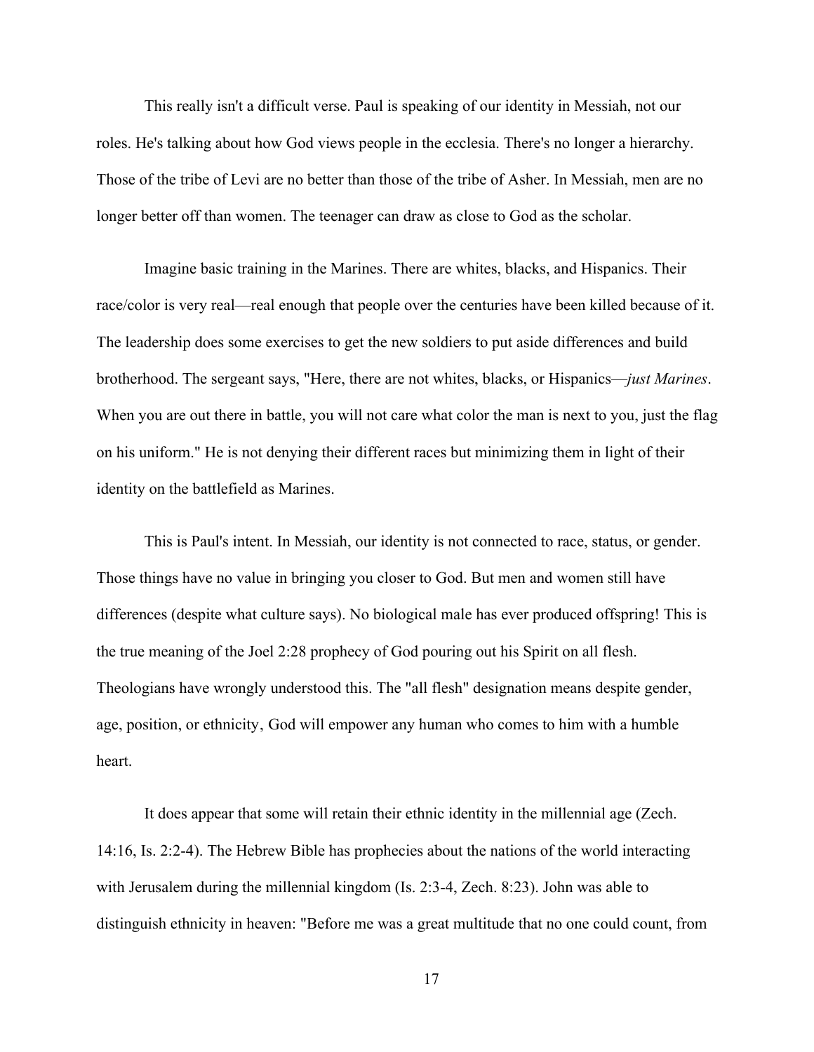This really isn't a difficult verse. Paul is speaking of our identity in Messiah, not our roles. He's talking about how God views people in the ecclesia. There's no longer a hierarchy. Those of the tribe of Levi are no better than those of the tribe of Asher. In Messiah, men are no longer better off than women. The teenager can draw as close to God as the scholar.

Imagine basic training in the Marines. There are whites, blacks, and Hispanics. Their race/color is very real—real enough that people over the centuries have been killed because of it. The leadership does some exercises to get the new soldiers to put aside differences and build brotherhood. The sergeant says, "Here, there are not whites, blacks, or Hispanics—*just Marines*. When you are out there in battle, you will not care what color the man is next to you, just the flag on his uniform." He is not denying their different races but minimizing them in light of their identity on the battlefield as Marines.

This is Paul's intent. In Messiah, our identity is not connected to race, status, or gender. Those things have no value in bringing you closer to God. But men and women still have differences (despite what culture says). No biological male has ever produced offspring! This is the true meaning of the Joel 2:28 prophecy of God pouring out his Spirit on all flesh. Theologians have wrongly understood this. The "all flesh" designation means despite gender, age, position, or ethnicity, God will empower any human who comes to him with a humble heart.

It does appear that some will retain their ethnic identity in the millennial age (Zech. 14:16, Is. 2:2-4). The Hebrew Bible has prophecies about the nations of the world interacting with Jerusalem during the millennial kingdom (Is. 2:3-4, Zech. 8:23). John was able to distinguish ethnicity in heaven: "Before me was a great multitude that no one could count, from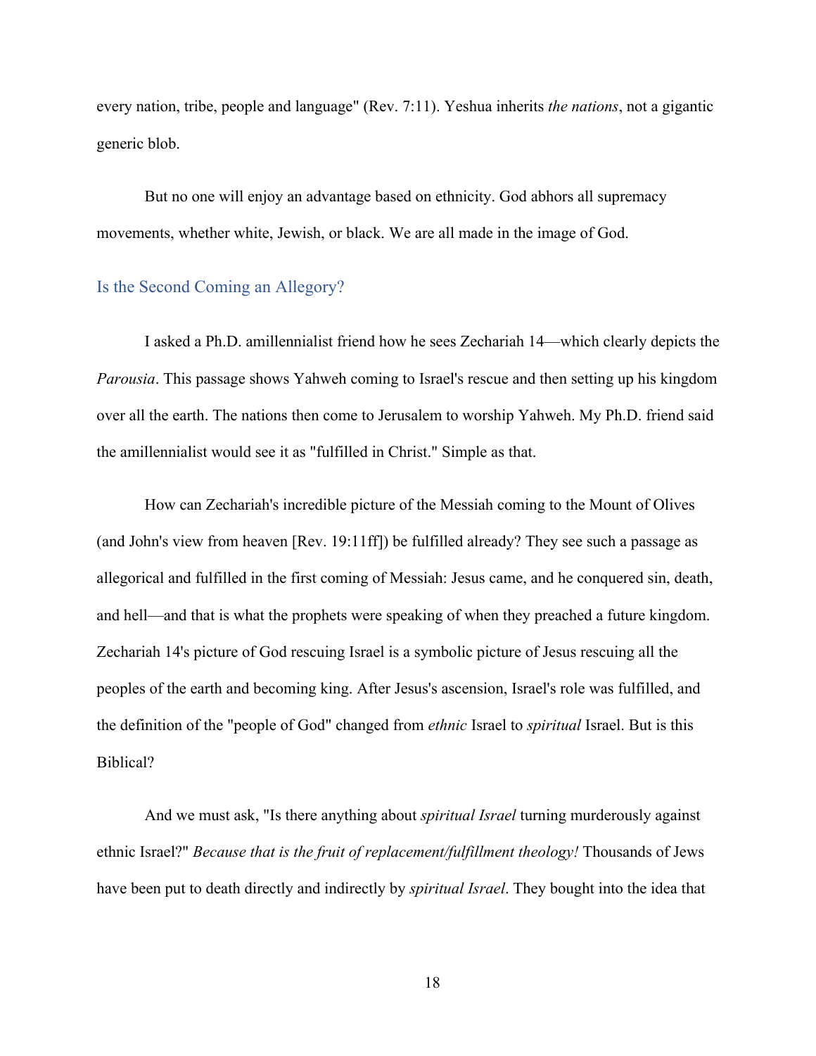every nation, tribe, people and language" (Rev. 7:11). Yeshua inherits *the nations*, not a gigantic generic blob.

But no one will enjoy an advantage based on ethnicity. God abhors all supremacy movements, whether white, Jewish, or black. We are all made in the image of God.

## Is the Second Coming an Allegory?

I asked a Ph.D. amillennialist friend how he sees Zechariah 14—which clearly depicts the *Parousia*. This passage shows Yahweh coming to Israel's rescue and then setting up his kingdom over all the earth. The nations then come to Jerusalem to worship Yahweh. My Ph.D. friend said the amillennialist would see it as "fulfilled in Christ." Simple as that.

How can Zechariah's incredible picture of the Messiah coming to the Mount of Olives (and John's view from heaven [Rev. 19:11ff]) be fulfilled already? They see such a passage as allegorical and fulfilled in the first coming of Messiah: Jesus came, and he conquered sin, death, and hell—and that is what the prophets were speaking of when they preached a future kingdom. Zechariah 14's picture of God rescuing Israel is a symbolic picture of Jesus rescuing all the peoples of the earth and becoming king. After Jesus's ascension, Israel's role was fulfilled, and the definition of the "people of God" changed from *ethnic* Israel to *spiritual* Israel. But is this Biblical?

And we must ask, "Is there anything about *spiritual Israel* turning murderously against ethnic Israel?" *Because that is the fruit of replacement/fulfillment theology!* Thousands of Jews have been put to death directly and indirectly by *spiritual Israel*. They bought into the idea that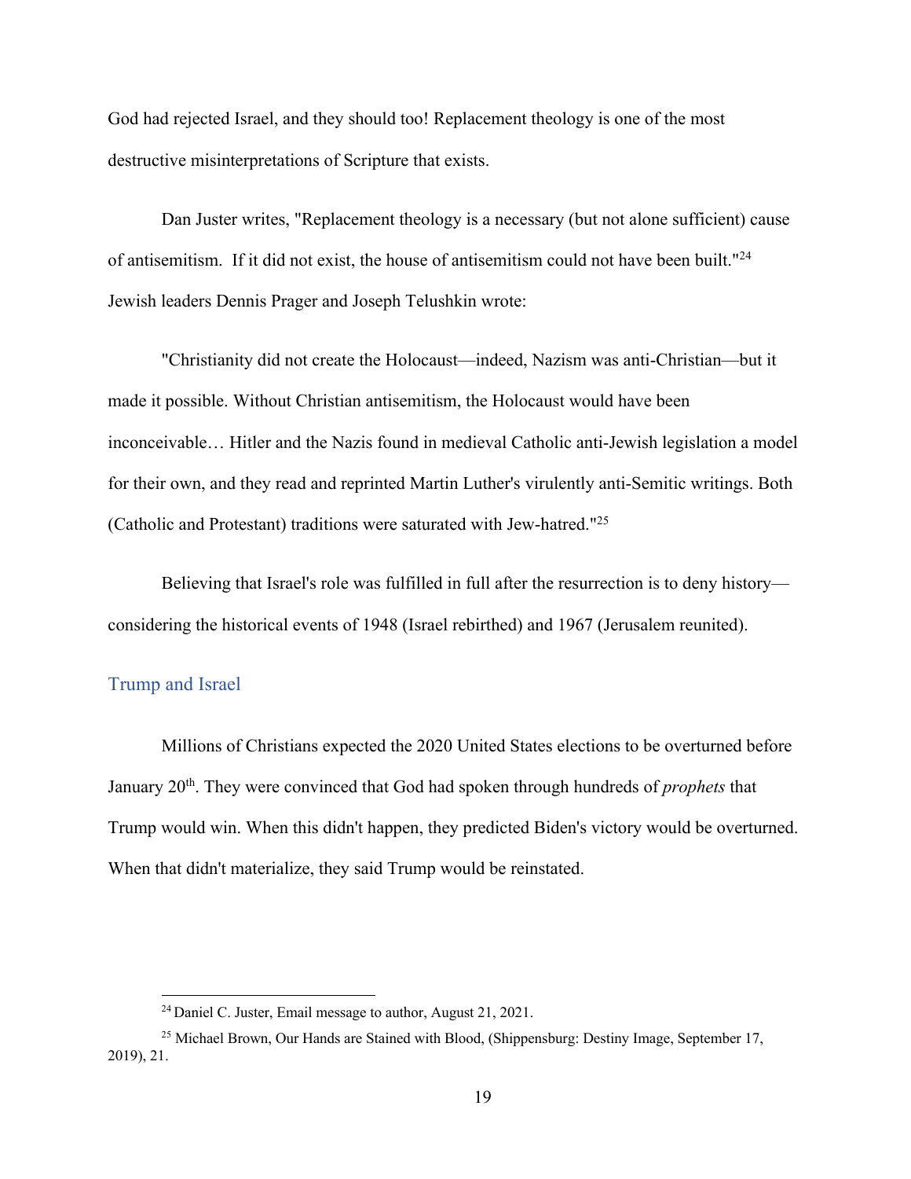God had rejected Israel, and they should too! Replacement theology is one of the most destructive misinterpretations of Scripture that exists.

Dan Juster writes, "Replacement theology is a necessary (but not alone sufficient) cause of antisemitism.  If it did not exist, the house of antisemitism could not have been built."[24] Jewish leaders Dennis Prager and Joseph Telushkin wrote:

"Christianity did not create the Holocaust—indeed, Nazism was anti-Christian—but it made it possible. Without Christian antisemitism, the Holocaust would have been inconceivable… Hitler and the Nazis found in medieval Catholic anti-Jewish legislation a model for their own, and they read and reprinted Martin Luther's virulently anti-Semitic writings. Both (Catholic and Protestant) traditions were saturated with Jew-hatred."[25]

Believing that Israel's role was fulfilled in full after the resurrection is to deny history—considering the historical events of 1948 (Israel rebirthed) and 1967 (Jerusalem reunited).

## Trump and Israel

Millions of Christians expected the 2020 United States elections to be overturned before January 20th. They were convinced that God had spoken through hundreds of *prophets* that Trump would win. When this didn't happen, they predicted Biden's victory would be overturned. When that didn't materialize, they said Trump would be reinstated.

---

[24] Daniel C. Juster, Email message to author, August 21, 2021.

[25] Michael Brown, Our Hands are Stained with Blood, (Shippensburg: Destiny Image, September 17, 2019), 21.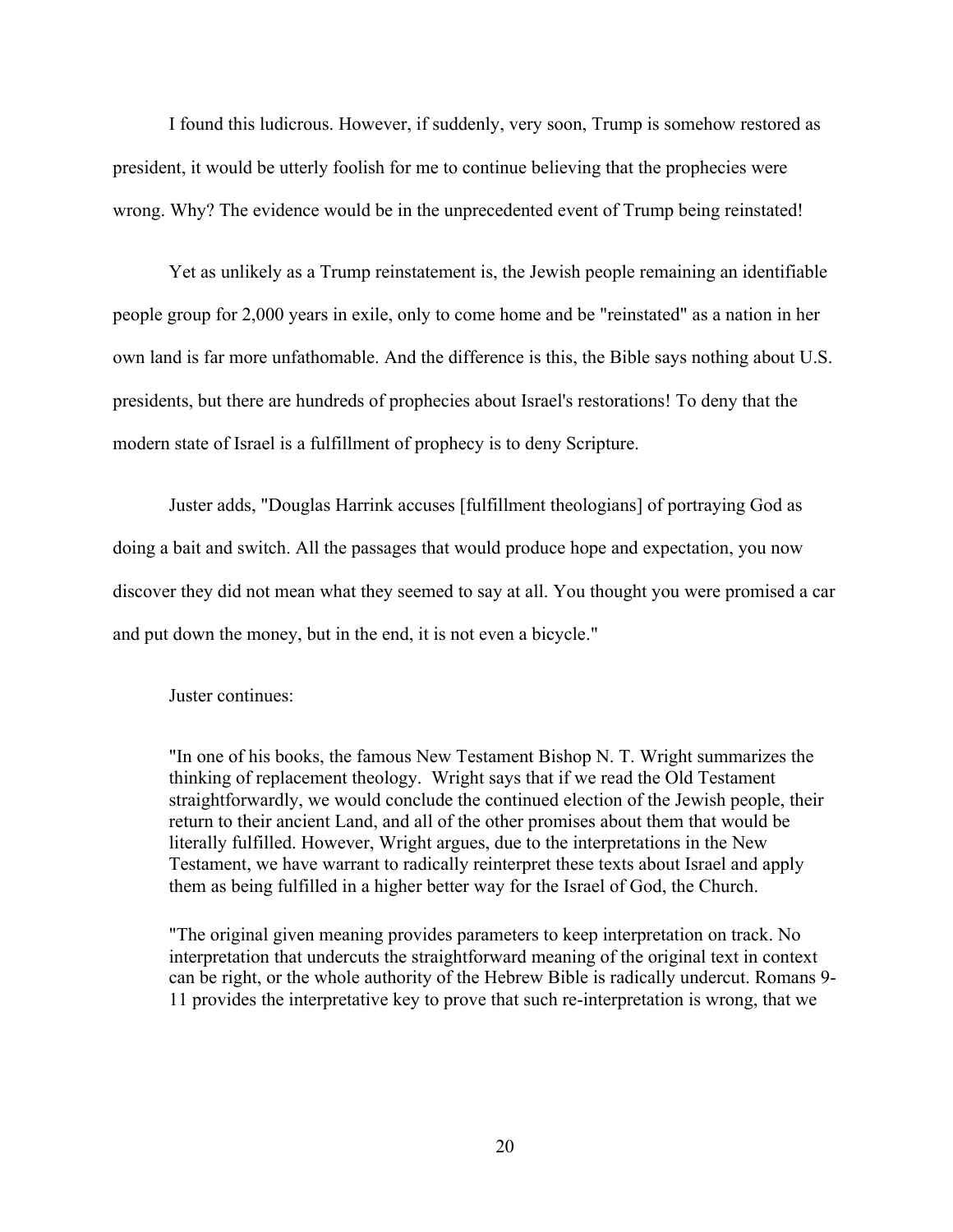I found this ludicrous. However, if suddenly, very soon, Trump is somehow restored as president, it would be utterly foolish for me to continue believing that the prophecies were wrong. Why? The evidence would be in the unprecedented event of Trump being reinstated!

Yet as unlikely as a Trump reinstatement is, the Jewish people remaining an identifiable people group for 2,000 years in exile, only to come home and be "reinstated" as a nation in her own land is far more unfathomable. And the difference is this, the Bible says nothing about U.S. presidents, but there are hundreds of prophecies about Israel's restorations! To deny that the modern state of Israel is a fulfillment of prophecy is to deny Scripture.

Juster adds, "Douglas Harrink accuses [fulfillment theologians] of portraying God as doing a bait and switch. All the passages that would produce hope and expectation, you now discover they did not mean what they seemed to say at all. You thought you were promised a car and put down the money, but in the end, it is not even a bicycle."

Juster continues:

> "In one of his books, the famous New Testament Bishop N. T. Wright summarizes the thinking of replacement theology. Wright says that if we read the Old Testament straightforwardly, we would conclude the continued election of the Jewish people, their return to their ancient Land, and all of the other promises about them that would be literally fulfilled. However, Wright argues, due to the interpretations in the New Testament, we have warrant to radically reinterpret these texts about Israel and apply them as being fulfilled in a higher better way for the Israel of God, the Church.
>
> "The original given meaning provides parameters to keep interpretation on track. No interpretation that undercuts the straightforward meaning of the original text in context can be right, or the whole authority of the Hebrew Bible is radically undercut. Romans 9-11 provides the interpretative key to prove that such re-interpretation is wrong, that we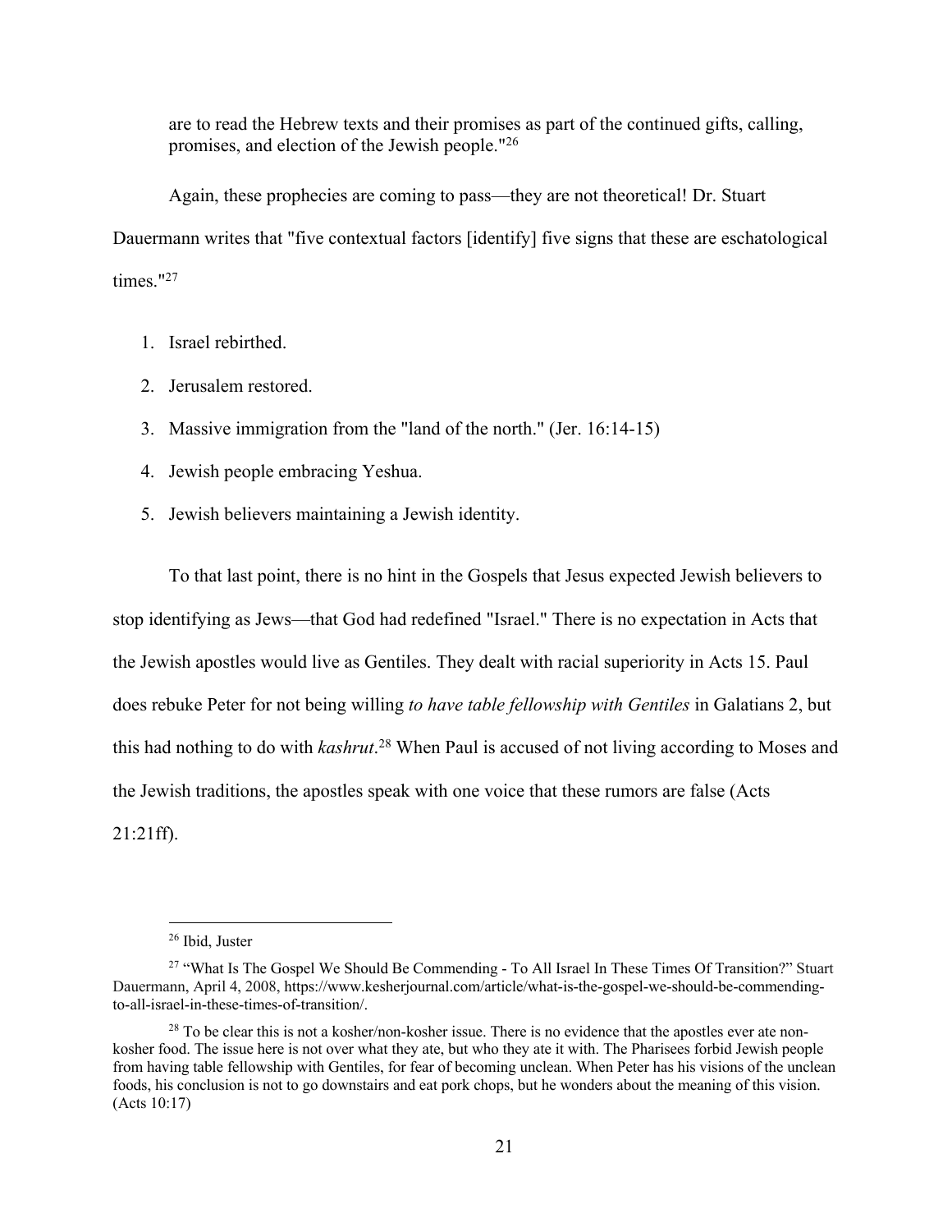are to read the Hebrew texts and their promises as part of the continued gifts, calling, promises, and election of the Jewish people."[26]

Again, these prophecies are coming to pass—they are not theoretical! Dr. Stuart Dauermann writes that "five contextual factors [identify] five signs that these are eschatological times."[27]

1. Israel rebirthed.
2. Jerusalem restored.
3. Massive immigration from the "land of the north." (Jer. 16:14-15)
4. Jewish people embracing Yeshua.
5. Jewish believers maintaining a Jewish identity.

To that last point, there is no hint in the Gospels that Jesus expected Jewish believers to stop identifying as Jews—that God had redefined "Israel." There is no expectation in Acts that the Jewish apostles would live as Gentiles. They dealt with racial superiority in Acts 15. Paul does rebuke Peter for not being willing *to have table fellowship with Gentiles* in Galatians 2, but this had nothing to do with *kashrut*.[28] When Paul is accused of not living according to Moses and the Jewish traditions, the apostles speak with one voice that these rumors are false (Acts 21:21ff).

---

[26] Ibid, Juster

[27] "What Is The Gospel We Should Be Commending - To All Israel In These Times Of Transition?" Stuart Dauermann, April 4, 2008, https://www.kesherjournal.com/article/what-is-the-gospel-we-should-be-commending-to-all-israel-in-these-times-of-transition/.

[28] To be clear this is not a kosher/non-kosher issue. There is no evidence that the apostles ever ate non-kosher food. The issue here is not over what they ate, but who they ate it with. The Pharisees forbid Jewish people from having table fellowship with Gentiles, for fear of becoming unclean. When Peter has his visions of the unclean foods, his conclusion is not to go downstairs and eat pork chops, but he wonders about the meaning of this vision. (Acts 10:17)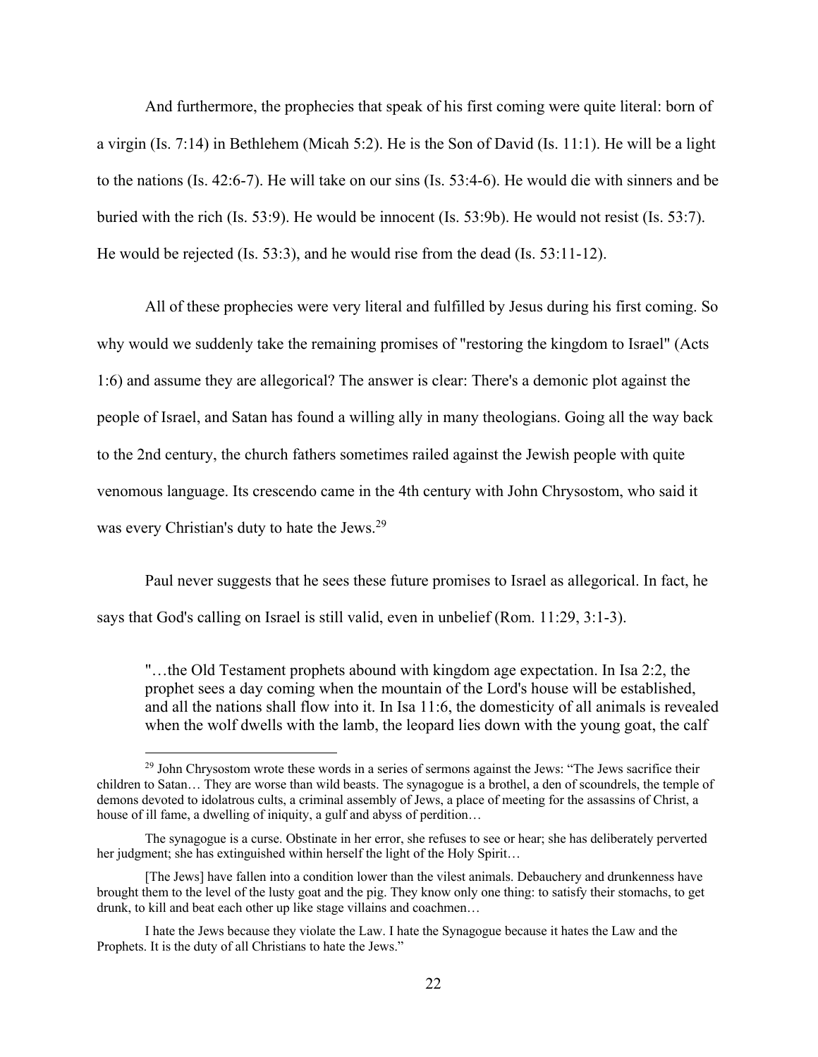And furthermore, the prophecies that speak of his first coming were quite literal: born of a virgin (Is. 7:14) in Bethlehem (Micah 5:2). He is the Son of David (Is. 11:1). He will be a light to the nations (Is. 42:6-7). He will take on our sins (Is. 53:4-6). He would die with sinners and be buried with the rich (Is. 53:9). He would be innocent (Is. 53:9b). He would not resist (Is. 53:7). He would be rejected (Is. 53:3), and he would rise from the dead (Is. 53:11-12).

All of these prophecies were very literal and fulfilled by Jesus during his first coming. So why would we suddenly take the remaining promises of "restoring the kingdom to Israel" (Acts 1:6) and assume they are allegorical? The answer is clear: There's a demonic plot against the people of Israel, and Satan has found a willing ally in many theologians. Going all the way back to the 2nd century, the church fathers sometimes railed against the Jewish people with quite venomous language. Its crescendo came in the 4th century with John Chrysostom, who said it was every Christian's duty to hate the Jews.[29]

Paul never suggests that he sees these future promises to Israel as allegorical. In fact, he says that God's calling on Israel is still valid, even in unbelief (Rom. 11:29, 3:1-3).

> "…the Old Testament prophets abound with kingdom age expectation. In Isa 2:2, the prophet sees a day coming when the mountain of the Lord's house will be established, and all the nations shall flow into it. In Isa 11:6, the domesticity of all animals is revealed when the wolf dwells with the lamb, the leopard lies down with the young goat, the calf

---

[29] John Chrysostom wrote these words in a series of sermons against the Jews: "The Jews sacrifice their children to Satan… They are worse than wild beasts. The synagogue is a brothel, a den of scoundrels, the temple of demons devoted to idolatrous cults, a criminal assembly of Jews, a place of meeting for the assassins of Christ, a house of ill fame, a dwelling of iniquity, a gulf and abyss of perdition…

The synagogue is a curse. Obstinate in her error, she refuses to see or hear; she has deliberately perverted her judgment; she has extinguished within herself the light of the Holy Spirit…

[The Jews] have fallen into a condition lower than the vilest animals. Debauchery and drunkenness have brought them to the level of the lusty goat and the pig. They know only one thing: to satisfy their stomachs, to get drunk, to kill and beat each other up like stage villains and coachmen…

I hate the Jews because they violate the Law. I hate the Synagogue because it hates the Law and the Prophets. It is the duty of all Christians to hate the Jews."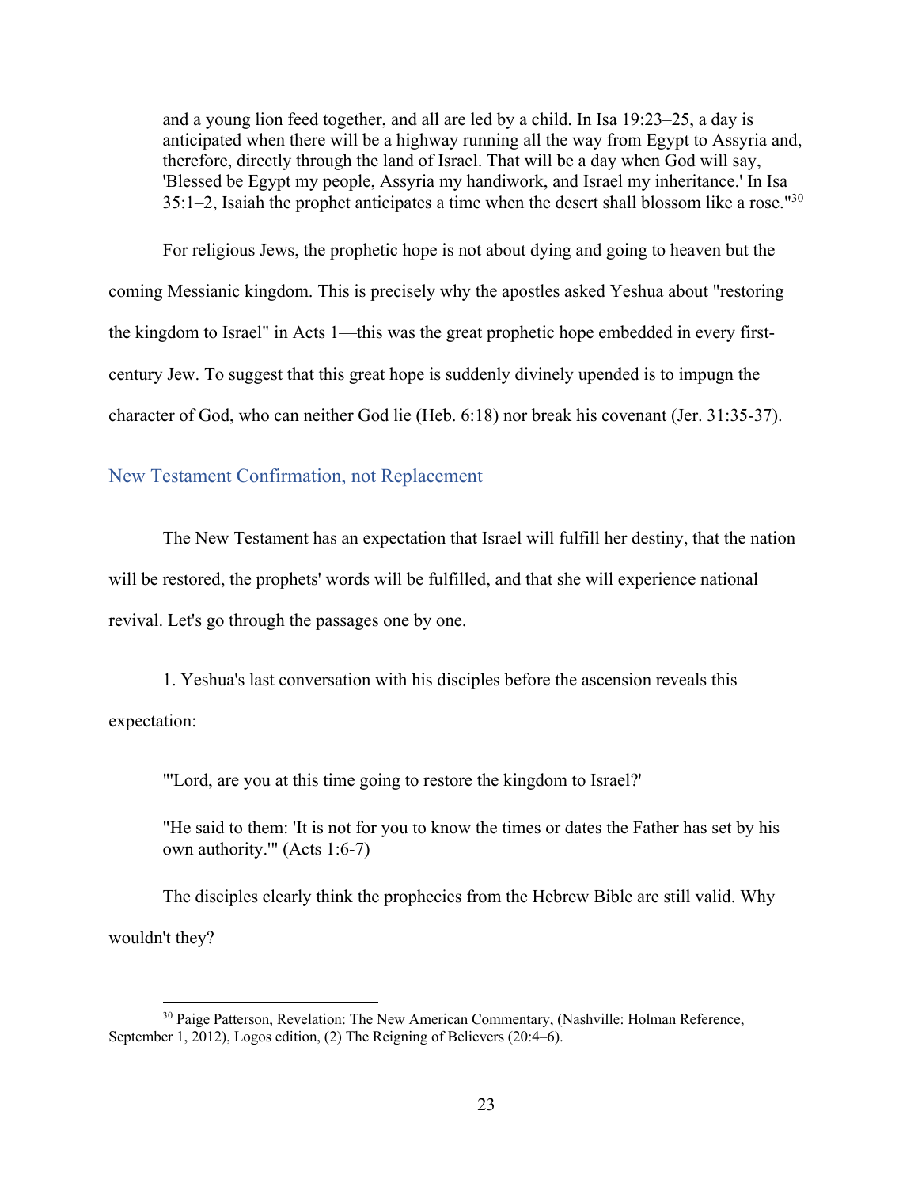> and a young lion feed together, and all are led by a child. In Isa 19:23–25, a day is anticipated when there will be a highway running all the way from Egypt to Assyria and, therefore, directly through the land of Israel. That will be a day when God will say, 'Blessed be Egypt my people, Assyria my handiwork, and Israel my inheritance.' In Isa 35:1–2, Isaiah the prophet anticipates a time when the desert shall blossom like a rose."[30]

For religious Jews, the prophetic hope is not about dying and going to heaven but the coming Messianic kingdom. This is precisely why the apostles asked Yeshua about "restoring the kingdom to Israel" in Acts 1—this was the great prophetic hope embedded in every first-century Jew. To suggest that this great hope is suddenly divinely upended is to impugn the character of God, who can neither God lie (Heb. 6:18) nor break his covenant (Jer. 31:35-37).

## New Testament Confirmation, not Replacement

The New Testament has an expectation that Israel will fulfill her destiny, that the nation will be restored, the prophets' words will be fulfilled, and that she will experience national revival. Let's go through the passages one by one.

1. Yeshua's last conversation with his disciples before the ascension reveals this expectation:

> "'Lord, are you at this time going to restore the kingdom to Israel?'
>
> "He said to them: 'It is not for you to know the times or dates the Father has set by his own authority.'" (Acts 1:6-7)

The disciples clearly think the prophecies from the Hebrew Bible are still valid. Why wouldn't they?

---

[30] Paige Patterson, Revelation: The New American Commentary, (Nashville: Holman Reference, September 1, 2012), Logos edition, (2) The Reigning of Believers (20:4–6).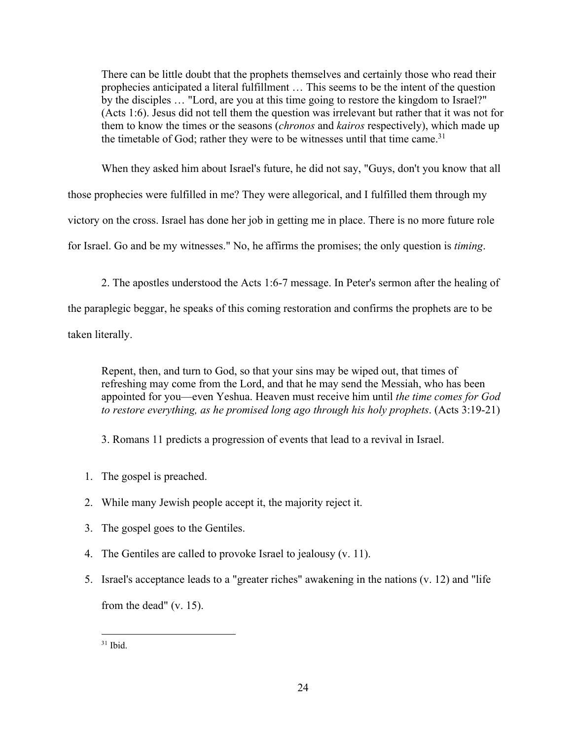> There can be little doubt that the prophets themselves and certainly those who read their prophecies anticipated a literal fulfillment … This seems to be the intent of the question by the disciples … "Lord, are you at this time going to restore the kingdom to Israel?" (Acts 1:6). Jesus did not tell them the question was irrelevant but rather that it was not for them to know the times or the seasons (*chronos* and *kairos* respectively), which made up the timetable of God; rather they were to be witnesses until that time came.[31]

When they asked him about Israel's future, he did not say, "Guys, don't you know that all those prophecies were fulfilled in me? They were allegorical, and I fulfilled them through my victory on the cross. Israel has done her job in getting me in place. There is no more future role for Israel. Go and be my witnesses." No, he affirms the promises; the only question is *timing*.

2. The apostles understood the Acts 1:6-7 message. In Peter's sermon after the healing of the paraplegic beggar, he speaks of this coming restoration and confirms the prophets are to be taken literally.

> Repent, then, and turn to God, so that your sins may be wiped out, that times of refreshing may come from the Lord, and that he may send the Messiah, who has been appointed for you—even Yeshua. Heaven must receive him until *the time comes for God to restore everything, as he promised long ago through his holy prophets*. (Acts 3:19-21)

3. Romans 11 predicts a progression of events that lead to a revival in Israel.

1. The gospel is preached.
2. While many Jewish people accept it, the majority reject it.
3. The gospel goes to the Gentiles.
4. The Gentiles are called to provoke Israel to jealousy (v. 11).
5. Israel's acceptance leads to a "greater riches" awakening in the nations (v. 12) and "life from the dead" (v. 15).

---

[31] Ibid.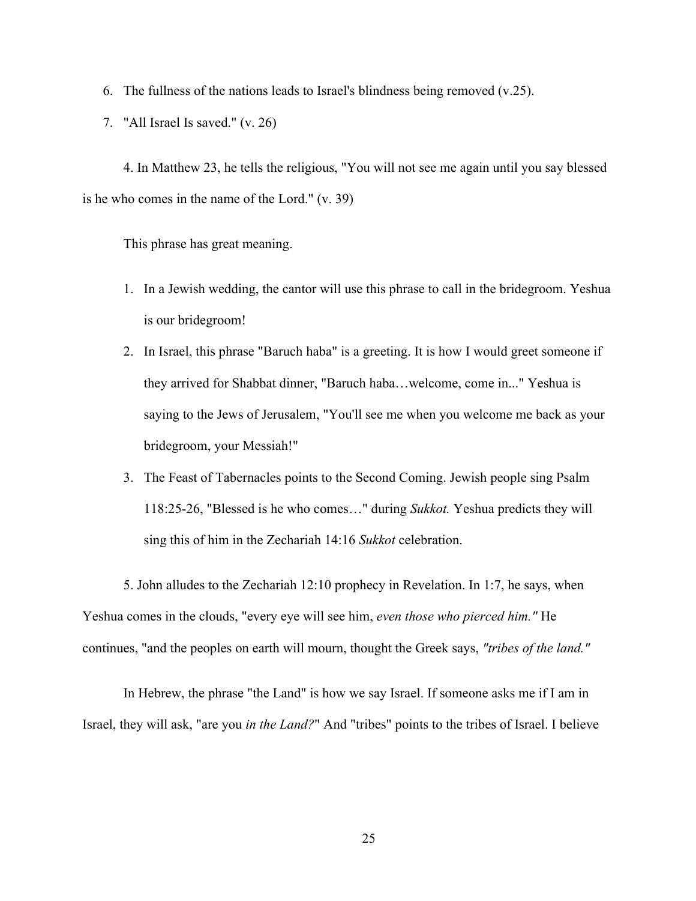6. The fullness of the nations leads to Israel's blindness being removed (v.25).
7. "All Israel Is saved." (v. 26)

4. In Matthew 23, he tells the religious, "You will not see me again until you say blessed is he who comes in the name of the Lord." (v. 39)

This phrase has great meaning.

1. In a Jewish wedding, the cantor will use this phrase to call in the bridegroom. Yeshua is our bridegroom!
2. In Israel, this phrase "Baruch haba" is a greeting. It is how I would greet someone if they arrived for Shabbat dinner, "Baruch haba…welcome, come in..." Yeshua is saying to the Jews of Jerusalem, "You'll see me when you welcome me back as your bridegroom, your Messiah!"
3. The Feast of Tabernacles points to the Second Coming. Jewish people sing Psalm 118:25-26, "Blessed is he who comes…" during *Sukkot.* Yeshua predicts they will sing this of him in the Zechariah 14:16 *Sukkot* celebration.

5. John alludes to the Zechariah 12:10 prophecy in Revelation. In 1:7, he says, when Yeshua comes in the clouds, "every eye will see him, *even those who pierced him."* He continues, "and the peoples on earth will mourn, thought the Greek says, *"tribes of the land."*

In Hebrew, the phrase "the Land" is how we say Israel. If someone asks me if I am in Israel, they will ask, "are you *in the Land?*" And "tribes" points to the tribes of Israel. I believe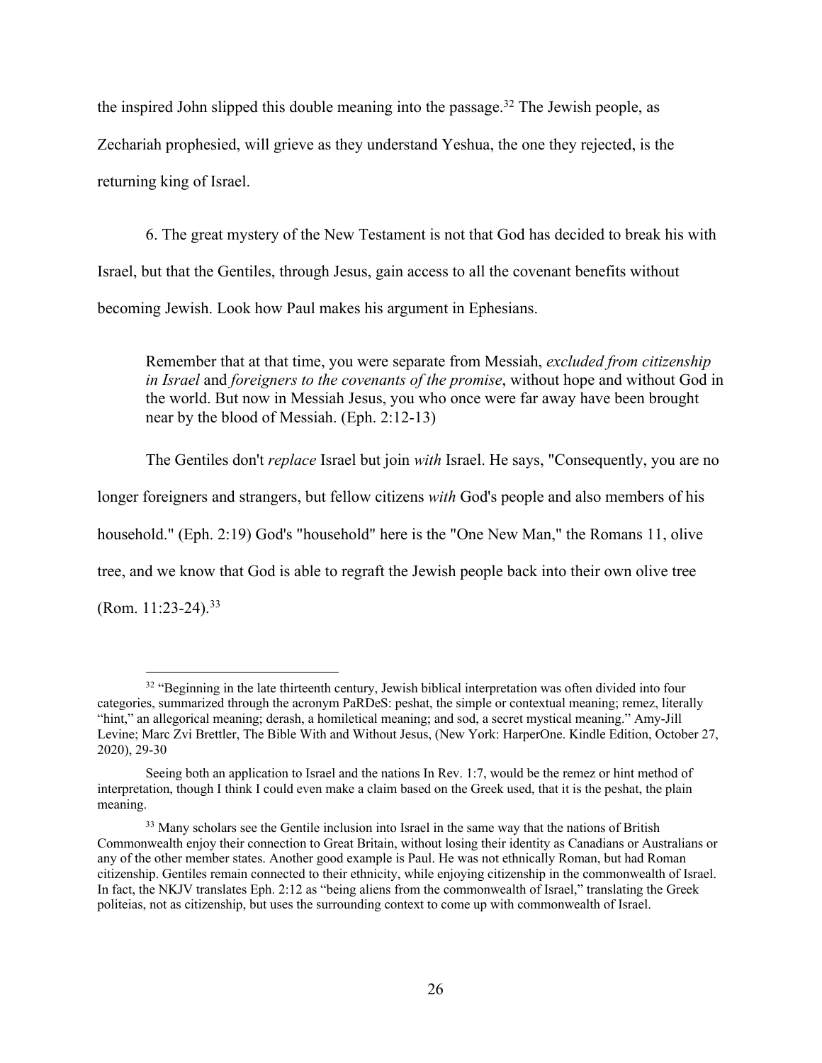the inspired John slipped this double meaning into the passage.[32] The Jewish people, as Zechariah prophesied, will grieve as they understand Yeshua, the one they rejected, is the returning king of Israel.

6. The great mystery of the New Testament is not that God has decided to break his with Israel, but that the Gentiles, through Jesus, gain access to all the covenant benefits without becoming Jewish. Look how Paul makes his argument in Ephesians.

> Remember that at that time, you were separate from Messiah, *excluded from citizenship in Israel* and *foreigners to the covenants of the promise*, without hope and without God in the world. But now in Messiah Jesus, you who once were far away have been brought near by the blood of Messiah. (Eph. 2:12-13)

The Gentiles don't *replace* Israel but join *with* Israel. He says, "Consequently, you are no longer foreigners and strangers, but fellow citizens *with* God's people and also members of his household." (Eph. 2:19) God's "household" here is the "One New Man," the Romans 11, olive tree, and we know that God is able to regraft the Jewish people back into their own olive tree (Rom. 11:23-24).[33]

---

[32] "Beginning in the late thirteenth century, Jewish biblical interpretation was often divided into four categories, summarized through the acronym PaRDeS: peshat, the simple or contextual meaning; remez, literally "hint," an allegorical meaning; derash, a homiletical meaning; and sod, a secret mystical meaning." Amy-Jill Levine; Marc Zvi Brettler, The Bible With and Without Jesus, (New York: HarperOne. Kindle Edition, October 27, 2020), 29-30

Seeing both an application to Israel and the nations In Rev. 1:7, would be the remez or hint method of interpretation, though I think I could even make a claim based on the Greek used, that it is the peshat, the plain meaning.

[33] Many scholars see the Gentile inclusion into Israel in the same way that the nations of British Commonwealth enjoy their connection to Great Britain, without losing their identity as Canadians or Australians or any of the other member states. Another good example is Paul. He was not ethnically Roman, but had Roman citizenship. Gentiles remain connected to their ethnicity, while enjoying citizenship in the commonwealth of Israel. In fact, the NKJV translates Eph. 2:12 as "being aliens from the commonwealth of Israel," translating the Greek politeias, not as citizenship, but uses the surrounding context to come up with commonwealth of Israel.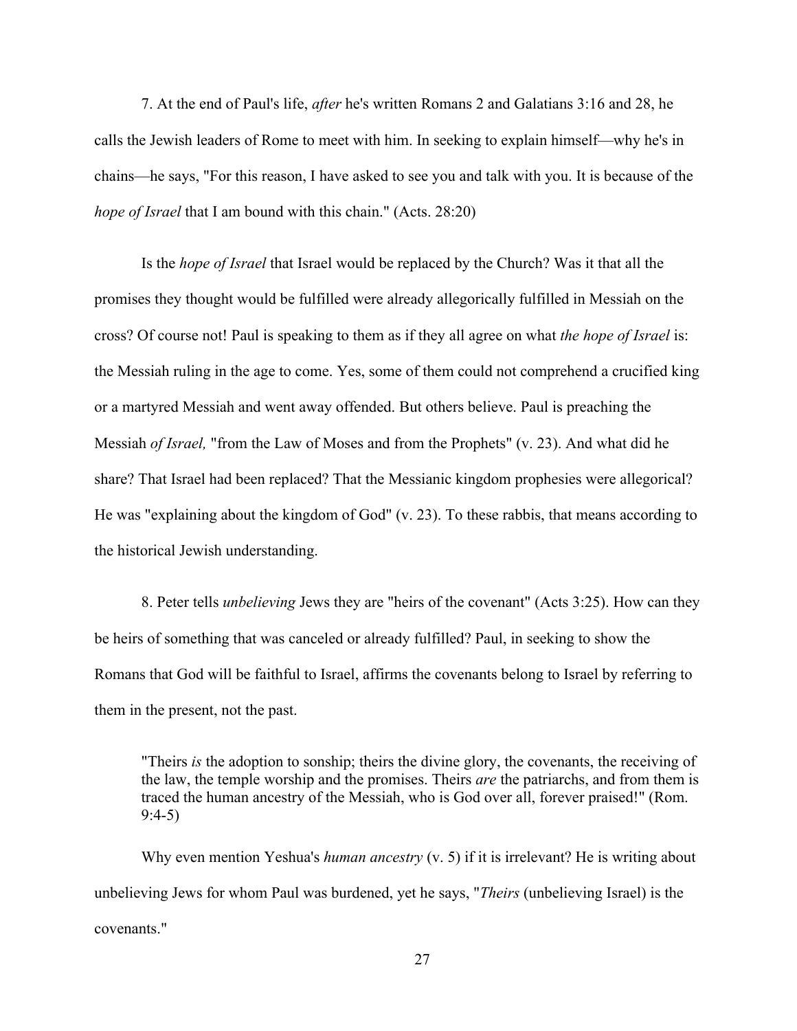7. At the end of Paul's life, *after* he's written Romans 2 and Galatians 3:16 and 28, he calls the Jewish leaders of Rome to meet with him. In seeking to explain himself—why he's in chains—he says, "For this reason, I have asked to see you and talk with you. It is because of the *hope of Israel* that I am bound with this chain." (Acts. 28:20)

Is the *hope of Israel* that Israel would be replaced by the Church? Was it that all the promises they thought would be fulfilled were already allegorically fulfilled in Messiah on the cross? Of course not! Paul is speaking to them as if they all agree on what *the hope of Israel* is: the Messiah ruling in the age to come. Yes, some of them could not comprehend a crucified king or a martyred Messiah and went away offended. But others believe. Paul is preaching the Messiah *of Israel,* "from the Law of Moses and from the Prophets" (v. 23). And what did he share? That Israel had been replaced? That the Messianic kingdom prophesies were allegorical? He was "explaining about the kingdom of God" (v. 23). To these rabbis, that means according to the historical Jewish understanding.

8. Peter tells *unbelieving* Jews they are "heirs of the covenant" (Acts 3:25). How can they be heirs of something that was canceled or already fulfilled? Paul, in seeking to show the Romans that God will be faithful to Israel, affirms the covenants belong to Israel by referring to them in the present, not the past.

> "Theirs *is* the adoption to sonship; theirs the divine glory, the covenants, the receiving of the law, the temple worship and the promises. Theirs *are* the patriarchs, and from them is traced the human ancestry of the Messiah, who is God over all, forever praised!" (Rom. 9:4-5)

Why even mention Yeshua's *human ancestry* (v. 5) if it is irrelevant? He is writing about unbelieving Jews for whom Paul was burdened, yet he says, "*Theirs* (unbelieving Israel) is the covenants."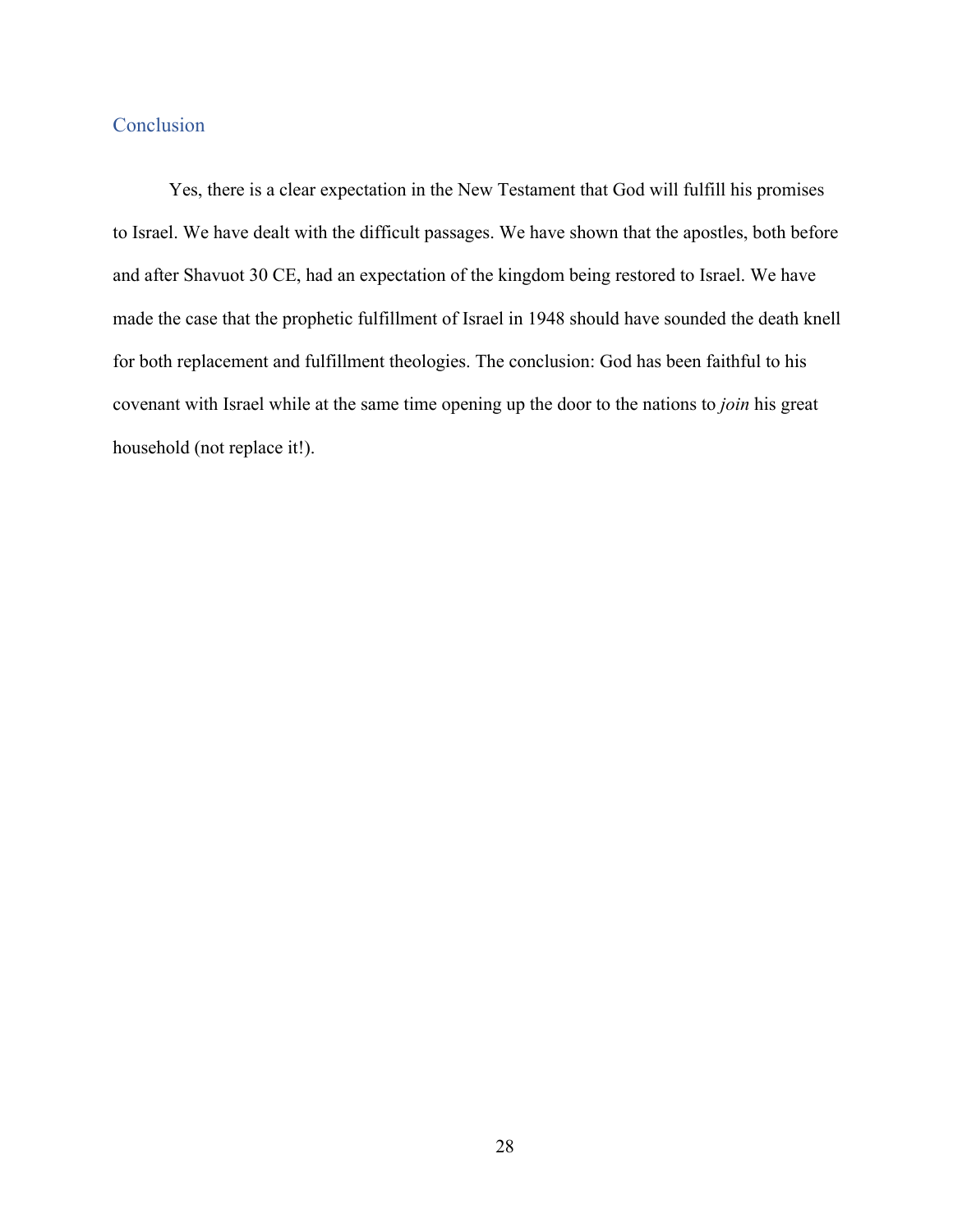## Conclusion

Yes, there is a clear expectation in the New Testament that God will fulfill his promises to Israel. We have dealt with the difficult passages. We have shown that the apostles, both before and after Shavuot 30 CE, had an expectation of the kingdom being restored to Israel. We have made the case that the prophetic fulfillment of Israel in 1948 should have sounded the death knell for both replacement and fulfillment theologies. The conclusion: God has been faithful to his covenant with Israel while at the same time opening up the door to the nations to *join* his great household (not replace it!).